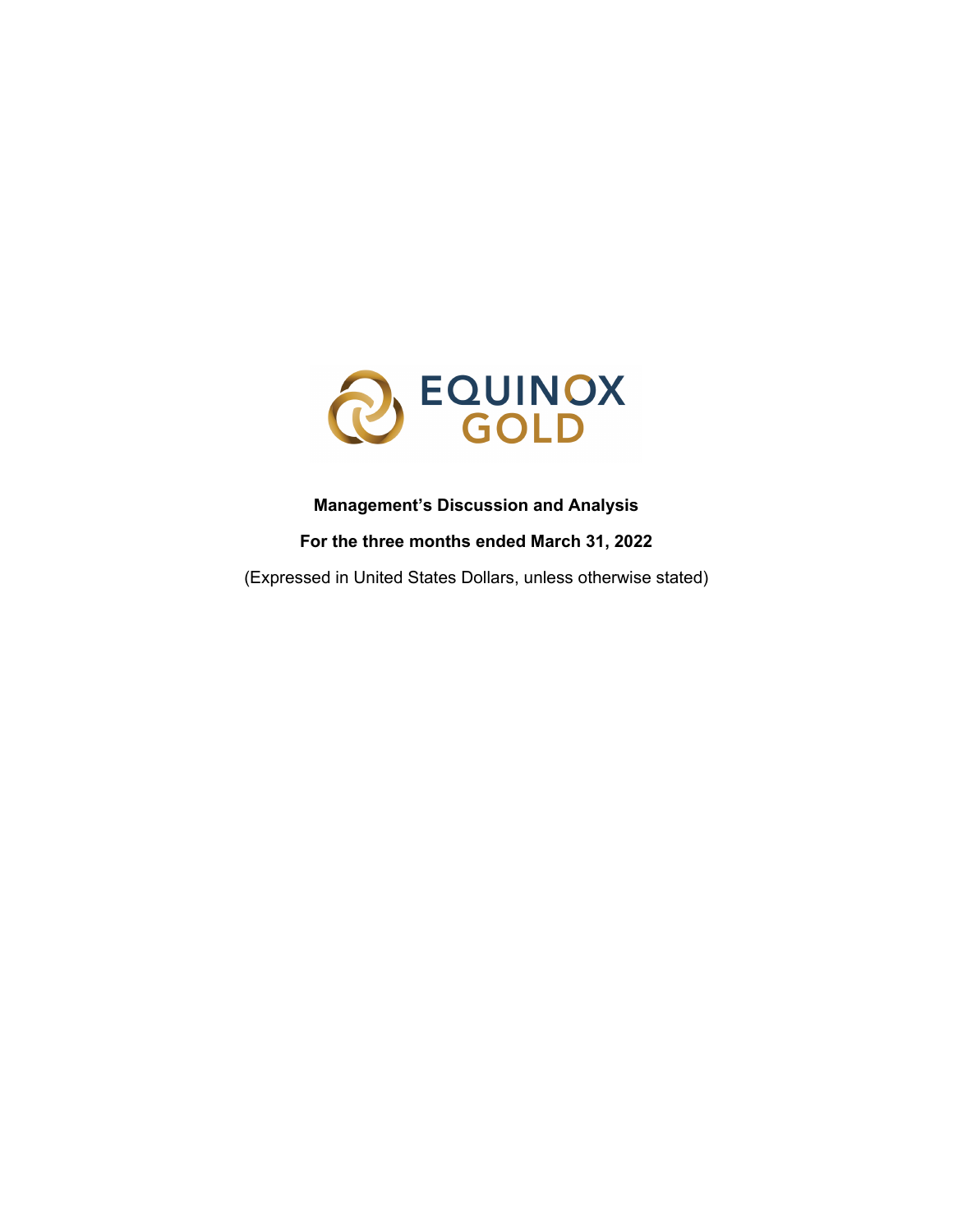EQUINOX GOLD

**Management's Discussion and Analysis**

**For the three months ended March 31, 2022**

(Expressed in United States Dollars, unless otherwise stated)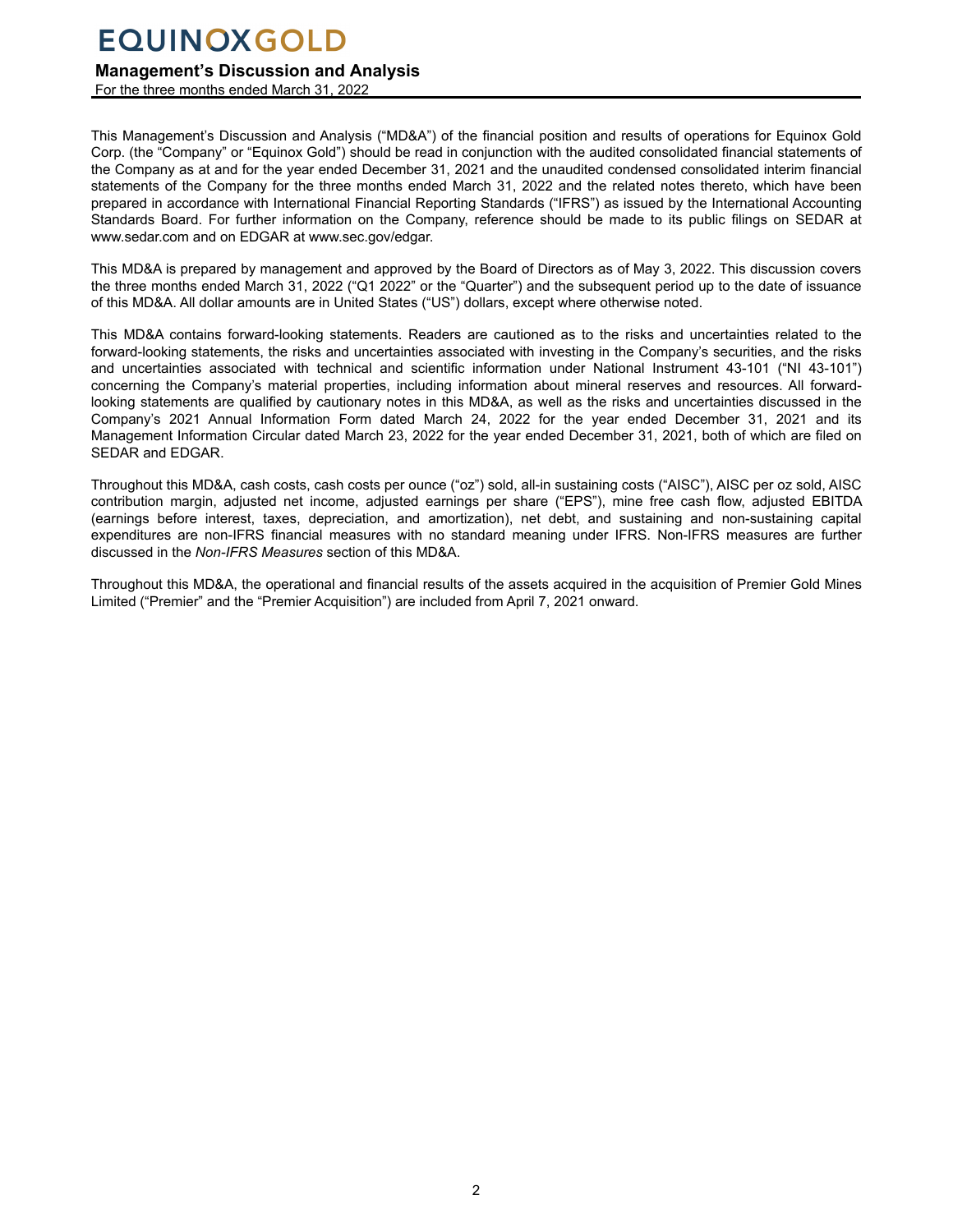This Management's Discussion and Analysis ("MD&A") of the financial position and results of operations for Equinox Gold Corp. (the "Company" or "Equinox Gold") should be read in conjunction with the audited consolidated financial statements of the Company as at and for the year ended December 31, 2021 and the unaudited condensed consolidated interim financial statements of the Company for the three months ended March 31, 2022 and the related notes thereto, which have been prepared in accordance with International Financial Reporting Standards ("IFRS") as issued by the International Accounting Standards Board. For further information on the Company, reference should be made to its public filings on SEDAR at www.sedar.com and on EDGAR at www.sec.gov/edgar.

This MD&A is prepared by management and approved by the Board of Directors as of May 3, 2022. This discussion covers the three months ended March 31, 2022 ("Q1 2022" or the "Quarter") and the subsequent period up to the date of issuance of this MD&A. All dollar amounts are in United States ("US") dollars, except where otherwise noted.

This MD&A contains forward-looking statements. Readers are cautioned as to the risks and uncertainties related to the forward-looking statements, the risks and uncertainties associated with investing in the Company's securities, and the risks and uncertainties associated with technical and scientific information under National Instrument 43-101 ("NI 43-101") concerning the Company's material properties, including information about mineral reserves and resources. All forward-looking statements are qualified by cautionary notes in this MD&A, as well as the risks and uncertainties discussed in the Company's 2021 Annual Information Form dated March 24, 2022 for the year ended December 31, 2021 and its Management Information Circular dated March 23, 2022 for the year ended December 31, 2021, both of which are filed on SEDAR and EDGAR.

Throughout this MD&A, cash costs, cash costs per ounce ("oz") sold, all-in sustaining costs ("AISC"), AISC per oz sold, AISC contribution margin, adjusted net income, adjusted earnings per share ("EPS"), mine free cash flow, adjusted EBITDA (earnings before interest, taxes, depreciation, and amortization), net debt, and sustaining and non-sustaining capital expenditures are non-IFRS financial measures with no standard meaning under IFRS. Non-IFRS measures are further discussed in the *Non-IFRS Measures* section of this MD&A.

Throughout this MD&A, the operational and financial results of the assets acquired in the acquisition of Premier Gold Mines Limited ("Premier" and the "Premier Acquisition") are included from April 7, 2021 onward.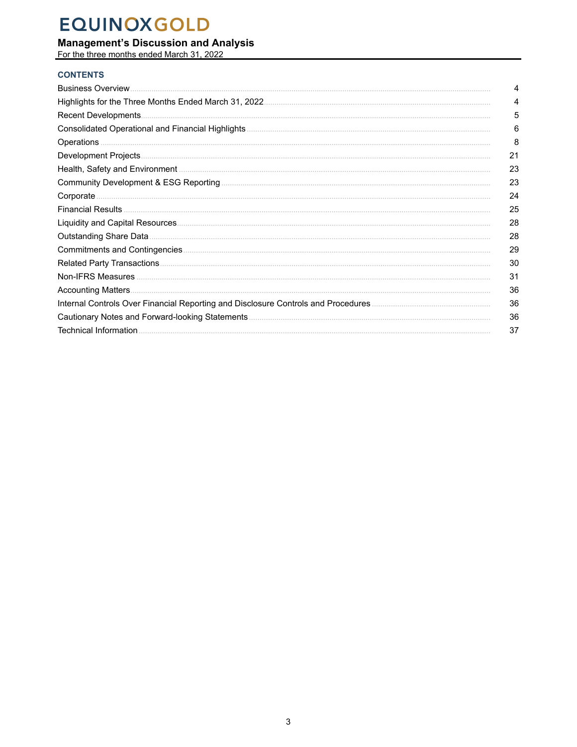# EQUINOX GOLD

## Management's Discussion and Analysis

For the three months ended March 31, 2022

### CONTENTS

| | |
|---|---|
| Business Overview | 4 |
| Highlights for the Three Months Ended March 31, 2022 | 4 |
| Recent Developments | 5 |
| Consolidated Operational and Financial Highlights | 6 |
| Operations | 8 |
| Development Projects | 21 |
| Health, Safety and Environment | 23 |
| Community Development & ESG Reporting | 23 |
| Corporate | 24 |
| Financial Results | 25 |
| Liquidity and Capital Resources | 28 |
| Outstanding Share Data | 28 |
| Commitments and Contingencies | 29 |
| Related Party Transactions | 30 |
| Non-IFRS Measures | 31 |
| Accounting Matters | 36 |
| Internal Controls Over Financial Reporting and Disclosure Controls and Procedures | 36 |
| Cautionary Notes and Forward-looking Statements | 36 |
| Technical Information | 37 |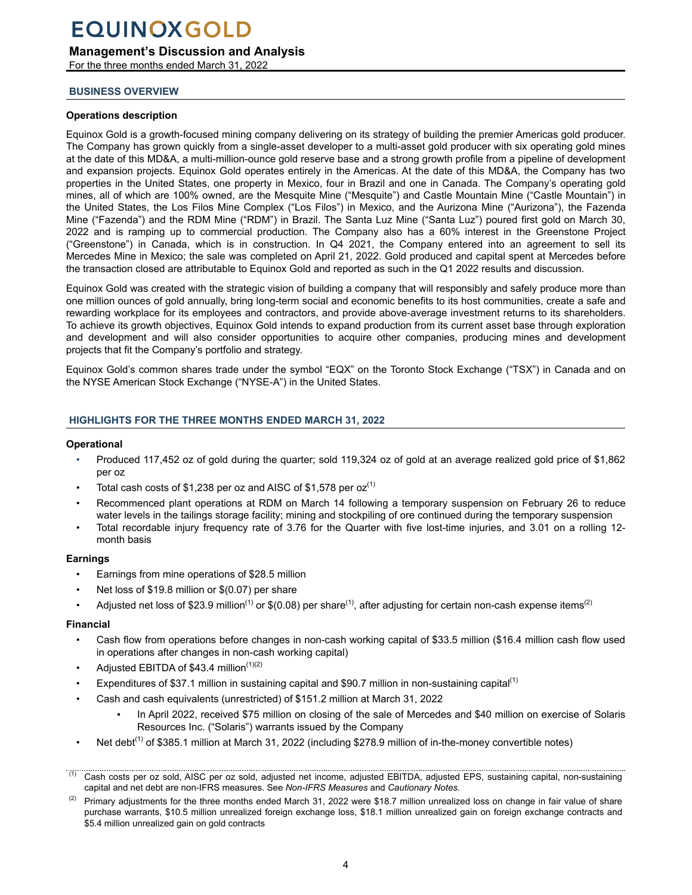## BUSINESS OVERVIEW

### Operations description

Equinox Gold is a growth-focused mining company delivering on its strategy of building the premier Americas gold producer. The Company has grown quickly from a single-asset developer to a multi-asset gold producer with six operating gold mines at the date of this MD&A, a multi-million-ounce gold reserve base and a strong growth profile from a pipeline of development and expansion projects. Equinox Gold operates entirely in the Americas. At the date of this MD&A, the Company has two properties in the United States, one property in Mexico, four in Brazil and one in Canada. The Company's operating gold mines, all of which are 100% owned, are the Mesquite Mine ("Mesquite") and Castle Mountain Mine ("Castle Mountain") in the United States, the Los Filos Mine Complex ("Los Filos") in Mexico, and the Aurizona Mine ("Aurizona"), the Fazenda Mine ("Fazenda") and the RDM Mine ("RDM") in Brazil. The Santa Luz Mine ("Santa Luz") poured first gold on March 30, 2022 and is ramping up to commercial production. The Company also has a 60% interest in the Greenstone Project ("Greenstone") in Canada, which is in construction. In Q4 2021, the Company entered into an agreement to sell its Mercedes Mine in Mexico; the sale was completed on April 21, 2022. Gold produced and capital spent at Mercedes before the transaction closed are attributable to Equinox Gold and reported as such in the Q1 2022 results and discussion.

Equinox Gold was created with the strategic vision of building a company that will responsibly and safely produce more than one million ounces of gold annually, bring long-term social and economic benefits to its host communities, create a safe and rewarding workplace for its employees and contractors, and provide above-average investment returns to its shareholders. To achieve its growth objectives, Equinox Gold intends to expand production from its current asset base through exploration and development and will also consider opportunities to acquire other companies, producing mines and development projects that fit the Company's portfolio and strategy.

Equinox Gold's common shares trade under the symbol "EQX" on the Toronto Stock Exchange ("TSX") in Canada and on the NYSE American Stock Exchange ("NYSE-A") in the United States.

## HIGHLIGHTS FOR THE THREE MONTHS ENDED MARCH 31, 2022

### Operational

- Produced 117,452 oz of gold during the quarter; sold 119,324 oz of gold at an average realized gold price of $1,862 per oz
- Total cash costs of $1,238 per oz and AISC of $1,578 per oz[1]
- Recommenced plant operations at RDM on March 14 following a temporary suspension on February 26 to reduce water levels in the tailings storage facility; mining and stockpiling of ore continued during the temporary suspension
- Total recordable injury frequency rate of 3.76 for the Quarter with five lost-time injuries, and 3.01 on a rolling 12-month basis

### Earnings

- Earnings from mine operations of $28.5 million
- Net loss of $19.8 million or $(0.07) per share
- Adjusted net loss of $23.9 million[1] or $(0.08) per share[1], after adjusting for certain non-cash expense items[2]

### Financial

- Cash flow from operations before changes in non-cash working capital of $33.5 million ($16.4 million cash flow used in operations after changes in non-cash working capital)
- Adjusted EBITDA of $43.4 million[1][2]
- Expenditures of $37.1 million in sustaining capital and $90.7 million in non-sustaining capital[1]
- Cash and cash equivalents (unrestricted) of $151.2 million at March 31, 2022
  - In April 2022, received $75 million on closing of the sale of Mercedes and $40 million on exercise of Solaris Resources Inc. ("Solaris") warrants issued by the Company
- Net debt[1] of $385.1 million at March 31, 2022 (including $278.9 million of in-the-money convertible notes)

---

(1) Cash costs per oz sold, AISC per oz sold, adjusted net income, adjusted EBITDA, adjusted EPS, sustaining capital, non-sustaining capital and net debt are non-IFRS measures. See *Non-IFRS Measures* and *Cautionary Notes*.

(2) Primary adjustments for the three months ended March 31, 2022 were $18.7 million unrealized loss on change in fair value of share purchase warrants, $10.5 million unrealized foreign exchange loss, $18.1 million unrealized gain on foreign exchange contracts and $5.4 million unrealized gain on gold contracts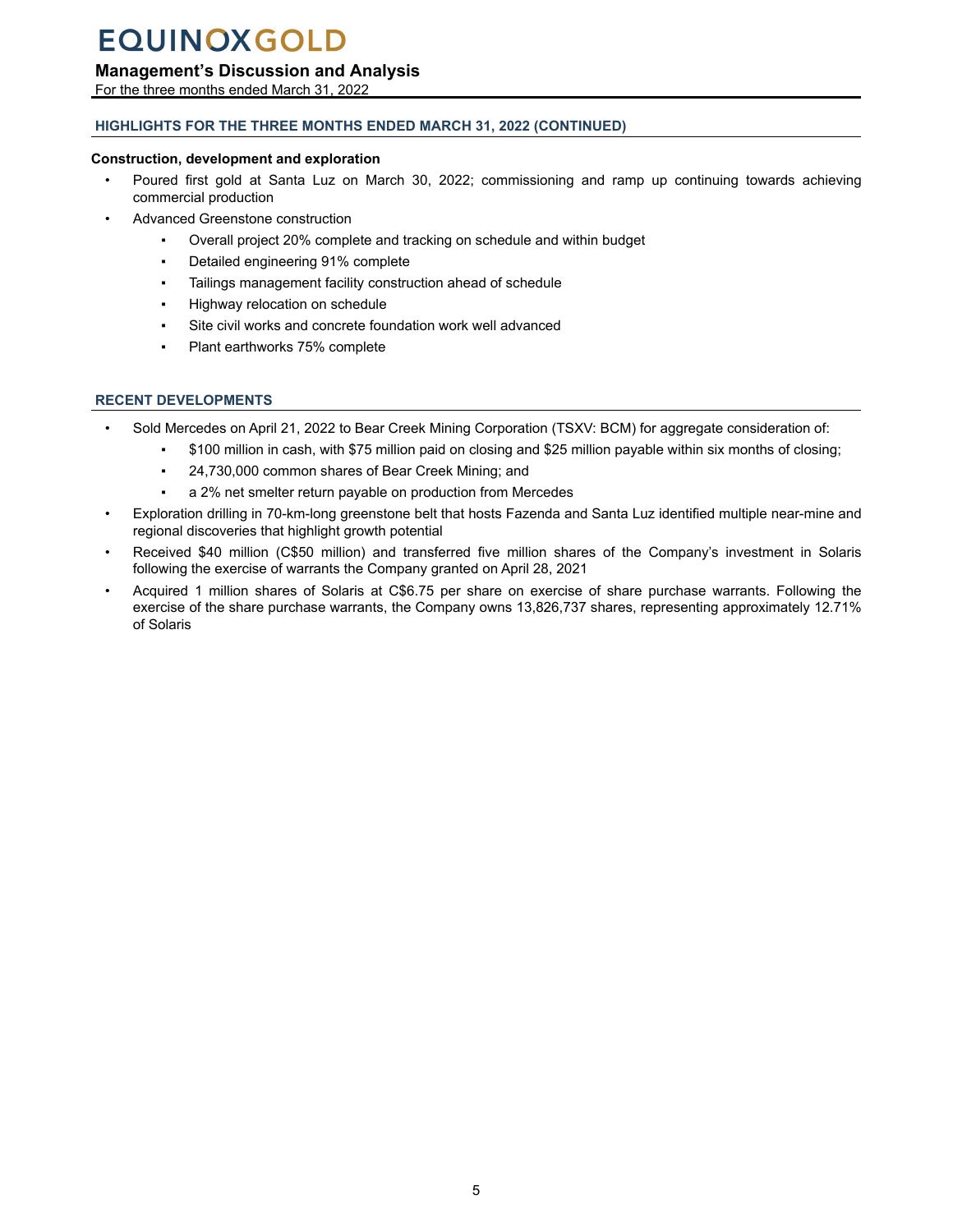## HIGHLIGHTS FOR THE THREE MONTHS ENDED MARCH 31, 2022 (CONTINUED)

**Construction, development and exploration**

- Poured first gold at Santa Luz on March 30, 2022; commissioning and ramp up continuing towards achieving commercial production
- Advanced Greenstone construction
  - Overall project 20% complete and tracking on schedule and within budget
  - Detailed engineering 91% complete
  - Tailings management facility construction ahead of schedule
  - Highway relocation on schedule
  - Site civil works and concrete foundation work well advanced
  - Plant earthworks 75% complete

## RECENT DEVELOPMENTS

- Sold Mercedes on April 21, 2022 to Bear Creek Mining Corporation (TSXV: BCM) for aggregate consideration of:
  - $100 million in cash, with $75 million paid on closing and $25 million payable within six months of closing;
  - 24,730,000 common shares of Bear Creek Mining; and
  - a 2% net smelter return payable on production from Mercedes
- Exploration drilling in 70-km-long greenstone belt that hosts Fazenda and Santa Luz identified multiple near-mine and regional discoveries that highlight growth potential
- Received $40 million (C$50 million) and transferred five million shares of the Company's investment in Solaris following the exercise of warrants the Company granted on April 28, 2021
- Acquired 1 million shares of Solaris at C$6.75 per share on exercise of share purchase warrants. Following the exercise of the share purchase warrants, the Company owns 13,826,737 shares, representing approximately 12.71% of Solaris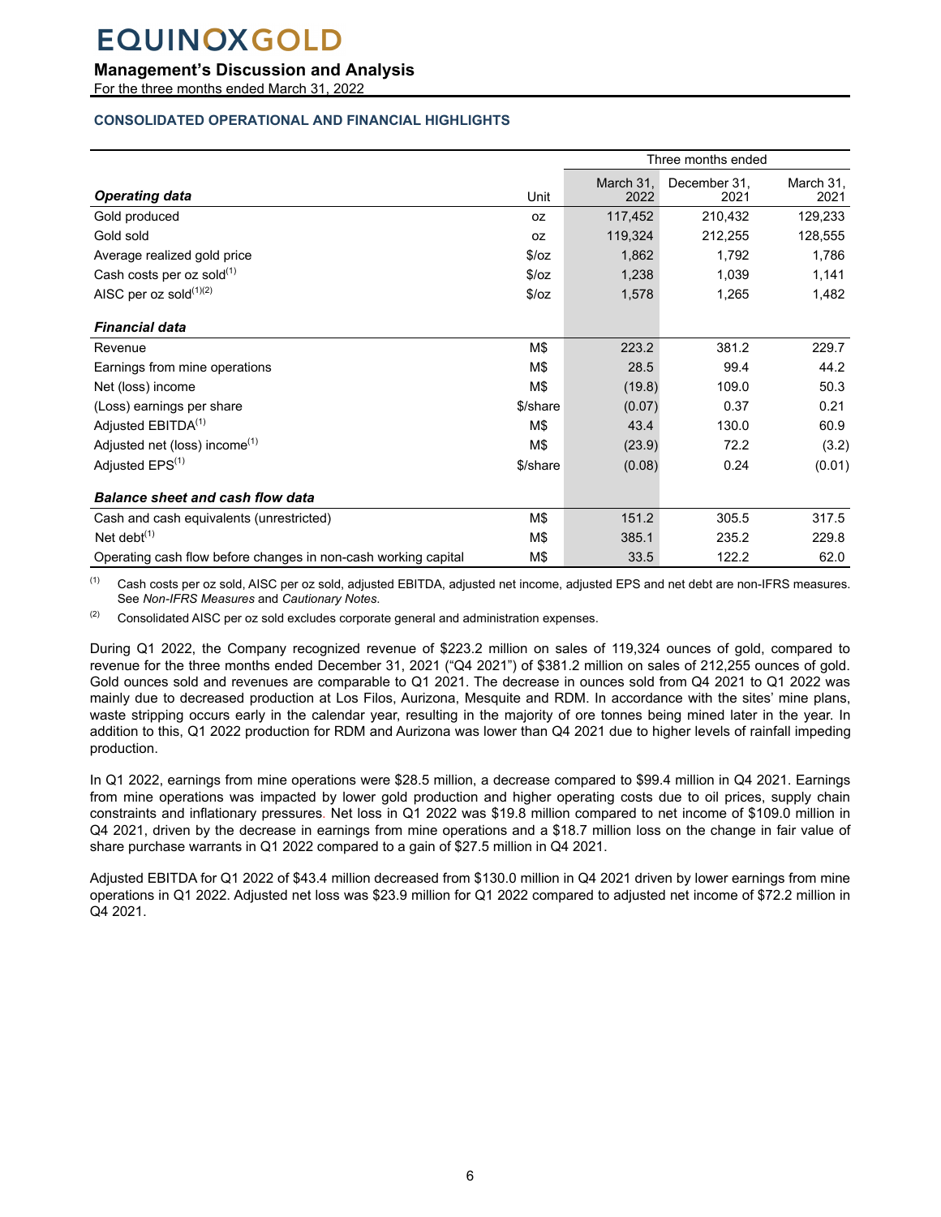## CONSOLIDATED OPERATIONAL AND FINANCIAL HIGHLIGHTS

| | | Three months ended | | |
|---|---|---|---|---|
| ***Operating data*** | Unit | March 31, 2022 | December 31, 2021 | March 31, 2021 |
| Gold produced | oz | 117,452 | 210,432 | 129,233 |
| Gold sold | oz | 119,324 | 212,255 | 128,555 |
| Average realized gold price | $/oz | 1,862 | 1,792 | 1,786 |
| Cash costs per oz sold[(1)] | $/oz | 1,238 | 1,039 | 1,141 |
| AISC per oz sold[(1)(2)] | $/oz | 1,578 | 1,265 | 1,482 |
| ***Financial data*** | | | | |
| Revenue | M$ | 223.2 | 381.2 | 229.7 |
| Earnings from mine operations | M$ | 28.5 | 99.4 | 44.2 |
| Net (loss) income | M$ | (19.8) | 109.0 | 50.3 |
| (Loss) earnings per share | $/share | (0.07) | 0.37 | 0.21 |
| Adjusted EBITDA[(1)] | M$ | 43.4 | 130.0 | 60.9 |
| Adjusted net (loss) income[(1)] | M$ | (23.9) | 72.2 | (3.2) |
| Adjusted EPS[(1)] | $/share | (0.08) | 0.24 | (0.01) |
| ***Balance sheet and cash flow data*** | | | | |
| Cash and cash equivalents (unrestricted) | M$ | 151.2 | 305.5 | 317.5 |
| Net debt[(1)] | M$ | 385.1 | 235.2 | 229.8 |
| Operating cash flow before changes in non-cash working capital | M$ | 33.5 | 122.2 | 62.0 |

(1) Cash costs per oz sold, AISC per oz sold, adjusted EBITDA, adjusted net income, adjusted EPS and net debt are non-IFRS measures. See *Non-IFRS Measures* and *Cautionary Notes*.

(2) Consolidated AISC per oz sold excludes corporate general and administration expenses.

During Q1 2022, the Company recognized revenue of $223.2 million on sales of 119,324 ounces of gold, compared to revenue for the three months ended December 31, 2021 ("Q4 2021") of $381.2 million on sales of 212,255 ounces of gold. Gold ounces sold and revenues are comparable to Q1 2021. The decrease in ounces sold from Q4 2021 to Q1 2022 was mainly due to decreased production at Los Filos, Aurizona, Mesquite and RDM. In accordance with the sites' mine plans, waste stripping occurs early in the calendar year, resulting in the majority of ore tonnes being mined later in the year. In addition to this, Q1 2022 production for RDM and Aurizona was lower than Q4 2021 due to higher levels of rainfall impeding production.

In Q1 2022, earnings from mine operations were $28.5 million, a decrease compared to $99.4 million in Q4 2021. Earnings from mine operations was impacted by lower gold production and higher operating costs due to oil prices, supply chain constraints and inflationary pressures. Net loss in Q1 2022 was $19.8 million compared to net income of $109.0 million in Q4 2021, driven by the decrease in earnings from mine operations and a $18.7 million loss on the change in fair value of share purchase warrants in Q1 2022 compared to a gain of $27.5 million in Q4 2021.

Adjusted EBITDA for Q1 2022 of $43.4 million decreased from $130.0 million in Q4 2021 driven by lower earnings from mine operations in Q1 2022. Adjusted net loss was $23.9 million for Q1 2022 compared to adjusted net income of $72.2 million in Q4 2021.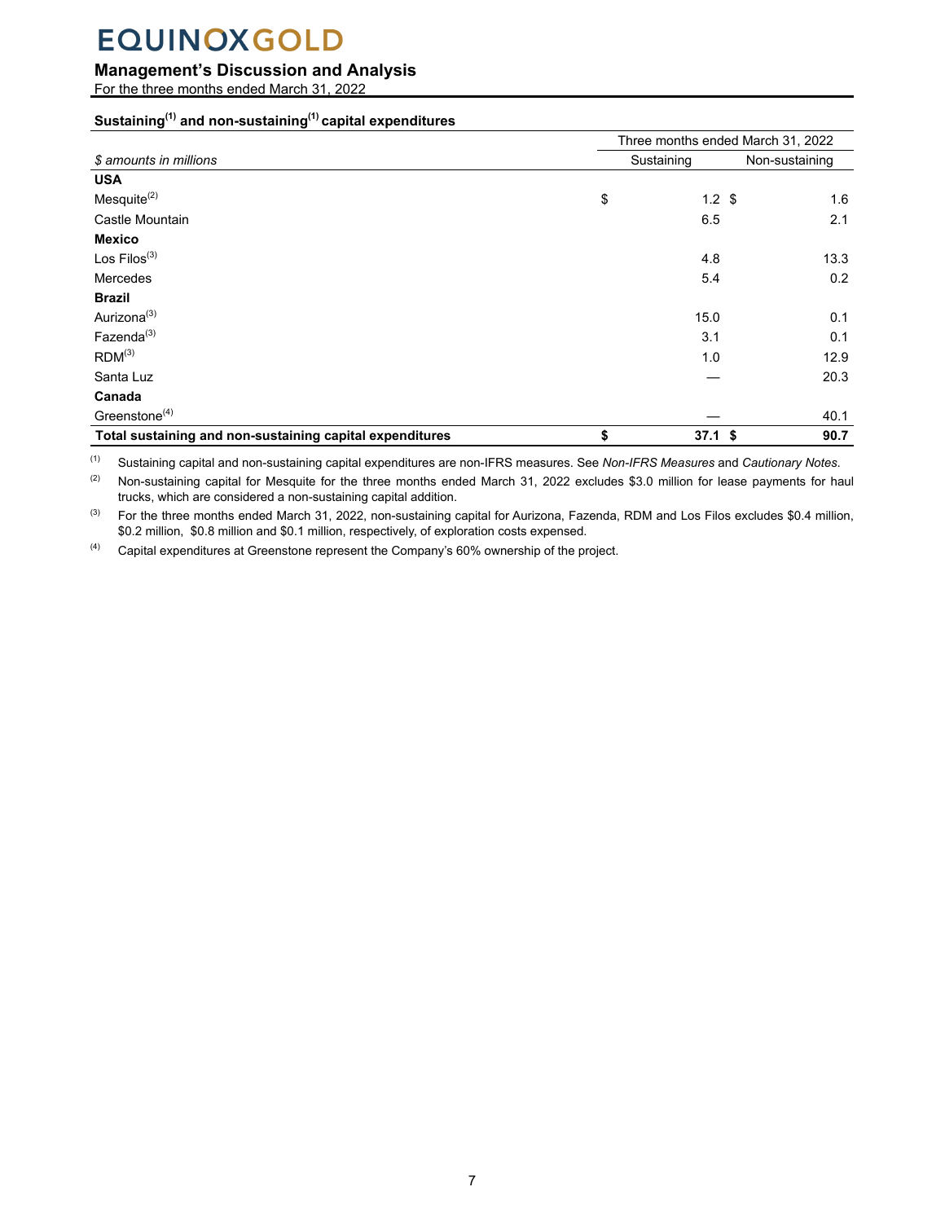### Sustaining[1] and non-sustaining[1] capital expenditures

| $ amounts in millions | Three months ended March 31, 2022 | |
|---|---|---|
| | Sustaining | Non-sustaining |
| **USA** | | |
| Mesquite[2] | $ 1.2 | $ 1.6 |
| Castle Mountain | 6.5 | 2.1 |
| **Mexico** | | |
| Los Filos[3] | 4.8 | 13.3 |
| Mercedes | 5.4 | 0.2 |
| **Brazil** | | |
| Aurizona[3] | 15.0 | 0.1 |
| Fazenda[3] | 3.1 | 0.1 |
| RDM[3] | 1.0 | 12.9 |
| Santa Luz | — | 20.3 |
| **Canada** | | |
| Greenstone[4] | — | 40.1 |
| **Total sustaining and non-sustaining capital expenditures** | **$ 37.1** | **$ 90.7** |

(1) Sustaining capital and non-sustaining capital expenditures are non-IFRS measures. See *Non-IFRS Measures* and *Cautionary Notes*.

(2) Non-sustaining capital for Mesquite for the three months ended March 31, 2022 excludes $3.0 million for lease payments for haul trucks, which are considered a non-sustaining capital addition.

(3) For the three months ended March 31, 2022, non-sustaining capital for Aurizona, Fazenda, RDM and Los Filos excludes $0.4 million, $0.2 million, $0.8 million and $0.1 million, respectively, of exploration costs expensed.

(4) Capital expenditures at Greenstone represent the Company's 60% ownership of the project.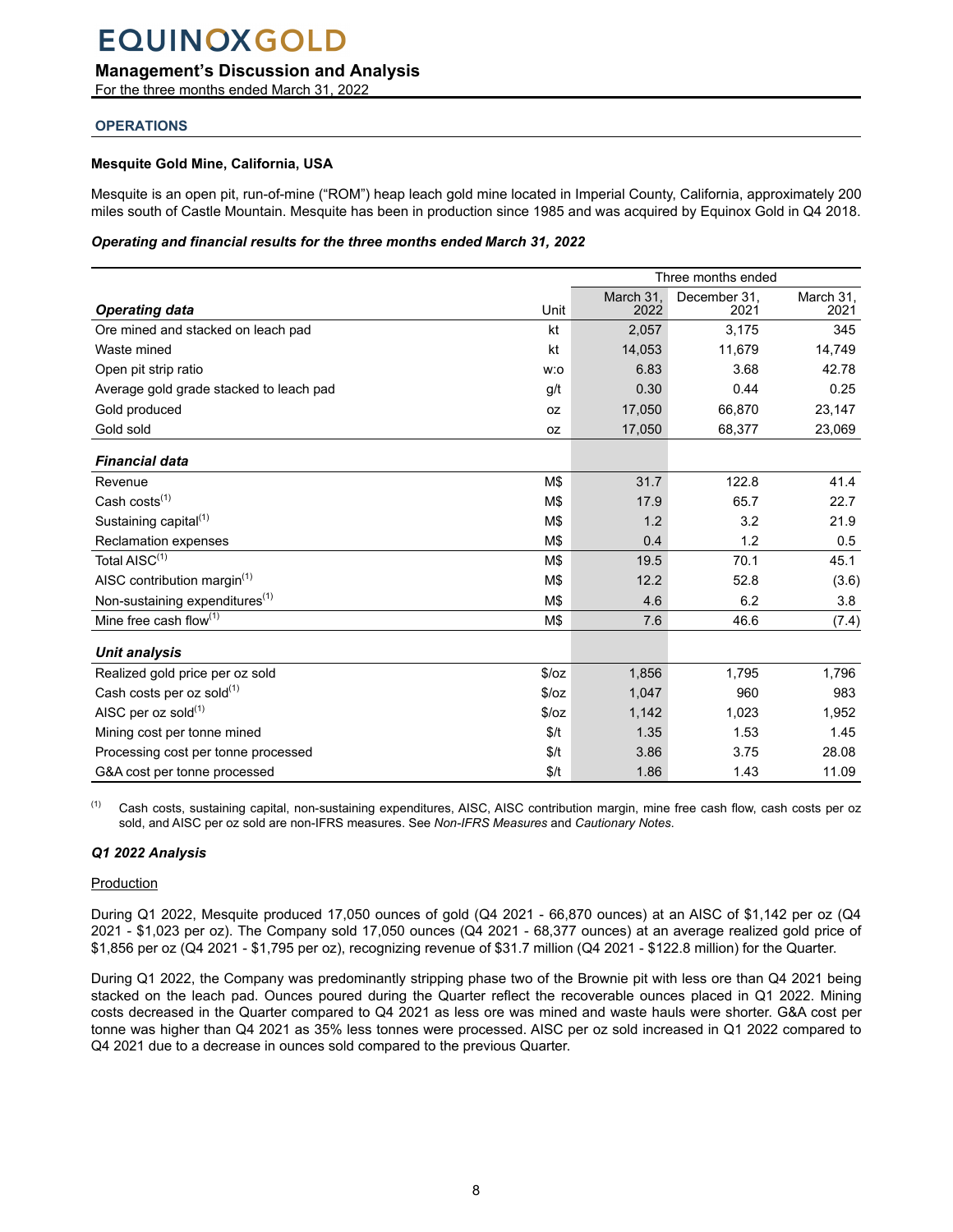## OPERATIONS

### Mesquite Gold Mine, California, USA

Mesquite is an open pit, run-of-mine ("ROM") heap leach gold mine located in Imperial County, California, approximately 200 miles south of Castle Mountain. Mesquite has been in production since 1985 and was acquired by Equinox Gold in Q4 2018.

***Operating and financial results for the three months ended March 31, 2022***

| | | Three months ended | | |
|---|---|---|---|---|
| ***Operating data*** | Unit | March 31, 2022 | December 31, 2021 | March 31, 2021 |
| Ore mined and stacked on leach pad | kt | 2,057 | 3,175 | 345 |
| Waste mined | kt | 14,053 | 11,679 | 14,749 |
| Open pit strip ratio | w:o | 6.83 | 3.68 | 42.78 |
| Average gold grade stacked to leach pad | g/t | 0.30 | 0.44 | 0.25 |
| Gold produced | oz | 17,050 | 66,870 | 23,147 |
| Gold sold | oz | 17,050 | 68,377 | 23,069 |
| ***Financial data*** | | | | |
| Revenue | M$ | 31.7 | 122.8 | 41.4 |
| Cash costs[(1)] | M$ | 17.9 | 65.7 | 22.7 |
| Sustaining capital[(1)] | M$ | 1.2 | 3.2 | 21.9 |
| Reclamation expenses | M$ | 0.4 | 1.2 | 0.5 |
| Total AISC[(1)] | M$ | 19.5 | 70.1 | 45.1 |
| AISC contribution margin[(1)] | M$ | 12.2 | 52.8 | (3.6) |
| Non-sustaining expenditures[(1)] | M$ | 4.6 | 6.2 | 3.8 |
| Mine free cash flow[(1)] | M$ | 7.6 | 46.6 | (7.4) |
| ***Unit analysis*** | | | | |
| Realized gold price per oz sold | $/oz | 1,856 | 1,795 | 1,796 |
| Cash costs per oz sold[(1)] | $/oz | 1,047 | 960 | 983 |
| AISC per oz sold[(1)] | $/oz | 1,142 | 1,023 | 1,952 |
| Mining cost per tonne mined | $/t | 1.35 | 1.53 | 1.45 |
| Processing cost per tonne processed | $/t | 3.86 | 3.75 | 28.08 |
| G&A cost per tonne processed | $/t | 1.86 | 1.43 | 11.09 |

(1) Cash costs, sustaining capital, non-sustaining expenditures, AISC, AISC contribution margin, mine free cash flow, cash costs per oz sold, and AISC per oz sold are non-IFRS measures. See *Non-IFRS Measures* and *Cautionary Notes*.

***Q1 2022 Analysis***

Production

During Q1 2022, Mesquite produced 17,050 ounces of gold (Q4 2021 - 66,870 ounces) at an AISC of $1,142 per oz (Q4 2021 - $1,023 per oz). The Company sold 17,050 ounces (Q4 2021 - 68,377 ounces) at an average realized gold price of $1,856 per oz (Q4 2021 - $1,795 per oz), recognizing revenue of $31.7 million (Q4 2021 - $122.8 million) for the Quarter.

During Q1 2022, the Company was predominantly stripping phase two of the Brownie pit with less ore than Q4 2021 being stacked on the leach pad. Ounces poured during the Quarter reflect the recoverable ounces placed in Q1 2022. Mining costs decreased in the Quarter compared to Q4 2021 as less ore was mined and waste hauls were shorter. G&A cost per tonne was higher than Q4 2021 as 35% less tonnes were processed. AISC per oz sold increased in Q1 2022 compared to Q4 2021 due to a decrease in ounces sold compared to the previous Quarter.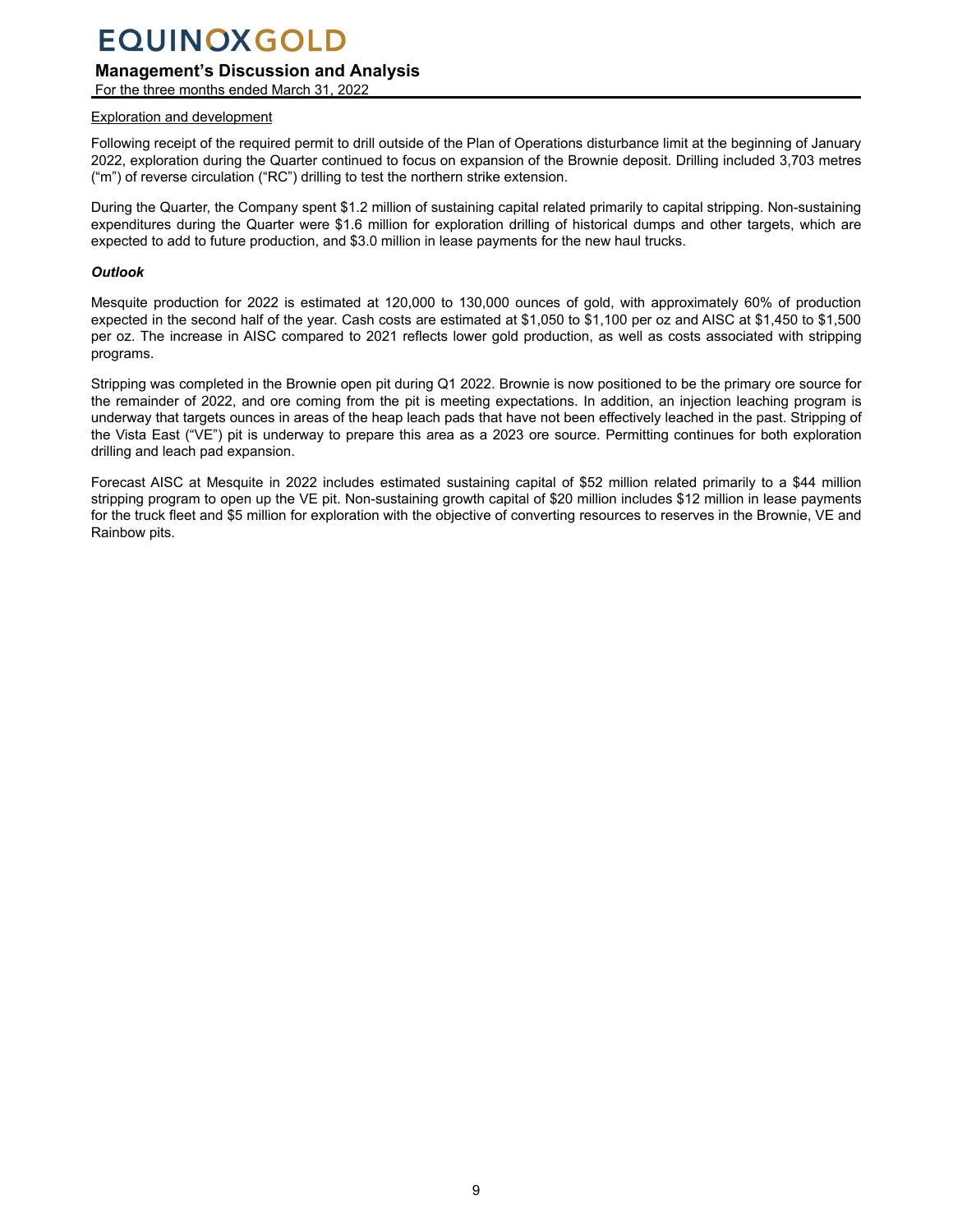Exploration and development

Following receipt of the required permit to drill outside of the Plan of Operations disturbance limit at the beginning of January 2022, exploration during the Quarter continued to focus on expansion of the Brownie deposit. Drilling included 3,703 metres ("m") of reverse circulation ("RC") drilling to test the northern strike extension.

During the Quarter, the Company spent $1.2 million of sustaining capital related primarily to capital stripping. Non-sustaining expenditures during the Quarter were $1.6 million for exploration drilling of historical dumps and other targets, which are expected to add to future production, and $3.0 million in lease payments for the new haul trucks.

***Outlook***

Mesquite production for 2022 is estimated at 120,000 to 130,000 ounces of gold, with approximately 60% of production expected in the second half of the year. Cash costs are estimated at $1,050 to $1,100 per oz and AISC at $1,450 to $1,500 per oz. The increase in AISC compared to 2021 reflects lower gold production, as well as costs associated with stripping programs.

Stripping was completed in the Brownie open pit during Q1 2022. Brownie is now positioned to be the primary ore source for the remainder of 2022, and ore coming from the pit is meeting expectations. In addition, an injection leaching program is underway that targets ounces in areas of the heap leach pads that have not been effectively leached in the past. Stripping of the Vista East ("VE") pit is underway to prepare this area as a 2023 ore source. Permitting continues for both exploration drilling and leach pad expansion.

Forecast AISC at Mesquite in 2022 includes estimated sustaining capital of $52 million related primarily to a $44 million stripping program to open up the VE pit. Non-sustaining growth capital of $20 million includes $12 million in lease payments for the truck fleet and $5 million for exploration with the objective of converting resources to reserves in the Brownie, VE and Rainbow pits.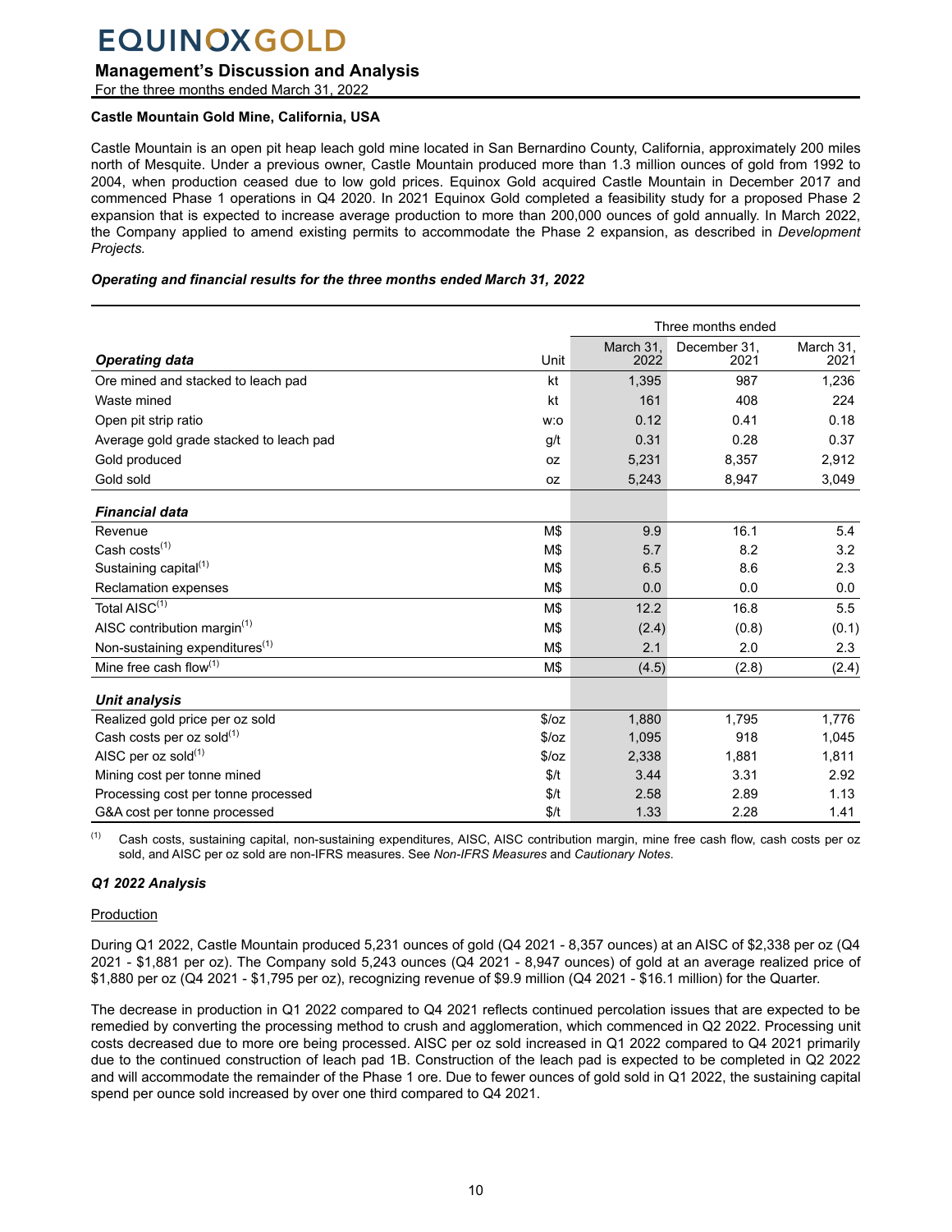# EQUINOX GOLD

## Management's Discussion and Analysis

For the three months ended March 31, 2022

### Castle Mountain Gold Mine, California, USA

Castle Mountain is an open pit heap leach gold mine located in San Bernardino County, California, approximately 200 miles north of Mesquite. Under a previous owner, Castle Mountain produced more than 1.3 million ounces of gold from 1992 to 2004, when production ceased due to low gold prices. Equinox Gold acquired Castle Mountain in December 2017 and commenced Phase 1 operations in Q4 2020. In 2021 Equinox Gold completed a feasibility study for a proposed Phase 2 expansion that is expected to increase average production to more than 200,000 ounces of gold annually. In March 2022, the Company applied to amend existing permits to accommodate the Phase 2 expansion, as described in *Development Projects.*

***Operating and financial results for the three months ended March 31, 2022***

| | | Three months ended | | |
|---|---|---|---|---|
| ***Operating data*** | Unit | March 31, 2022 | December 31, 2021 | March 31, 2021 |
| Ore mined and stacked to leach pad | kt | 1,395 | 987 | 1,236 |
| Waste mined | kt | 161 | 408 | 224 |
| Open pit strip ratio | w:o | 0.12 | 0.41 | 0.18 |
| Average gold grade stacked to leach pad | g/t | 0.31 | 0.28 | 0.37 |
| Gold produced | oz | 5,231 | 8,357 | 2,912 |
| Gold sold | oz | 5,243 | 8,947 | 3,049 |
| ***Financial data*** | | | | |
| Revenue | M$ | 9.9 | 16.1 | 5.4 |
| Cash costs(1) | M$ | 5.7 | 8.2 | 3.2 |
| Sustaining capital(1) | M$ | 6.5 | 8.6 | 2.3 |
| Reclamation expenses | M$ | 0.0 | 0.0 | 0.0 |
| Total AISC(1) | M$ | 12.2 | 16.8 | 5.5 |
| AISC contribution margin(1) | M$ | (2.4) | (0.8) | (0.1) |
| Non-sustaining expenditures(1) | M$ | 2.1 | 2.0 | 2.3 |
| Mine free cash flow(1) | M$ | (4.5) | (2.8) | (2.4) |
| ***Unit analysis*** | | | | |
| Realized gold price per oz sold | $/oz | 1,880 | 1,795 | 1,776 |
| Cash costs per oz sold(1) | $/oz | 1,095 | 918 | 1,045 |
| AISC per oz sold(1) | $/oz | 2,338 | 1,881 | 1,811 |
| Mining cost per tonne mined | $/t | 3.44 | 3.31 | 2.92 |
| Processing cost per tonne processed | $/t | 2.58 | 2.89 | 1.13 |
| G&A cost per tonne processed | $/t | 1.33 | 2.28 | 1.41 |

(1) Cash costs, sustaining capital, non-sustaining expenditures, AISC, AISC contribution margin, mine free cash flow, cash costs per oz sold, and AISC per oz sold are non-IFRS measures. See *Non-IFRS Measures* and *Cautionary Notes*.

***Q1 2022 Analysis***

Production

During Q1 2022, Castle Mountain produced 5,231 ounces of gold (Q4 2021 - 8,357 ounces) at an AISC of $2,338 per oz (Q4 2021 - $1,881 per oz). The Company sold 5,243 ounces (Q4 2021 - 8,947 ounces) of gold at an average realized price of $1,880 per oz (Q4 2021 - $1,795 per oz), recognizing revenue of $9.9 million (Q4 2021 - $16.1 million) for the Quarter.

The decrease in production in Q1 2022 compared to Q4 2021 reflects continued percolation issues that are expected to be remedied by converting the processing method to crush and agglomeration, which commenced in Q2 2022. Processing unit costs decreased due to more ore being processed. AISC per oz sold increased in Q1 2022 compared to Q4 2021 primarily due to the continued construction of leach pad 1B. Construction of the leach pad is expected to be completed in Q2 2022 and will accommodate the remainder of the Phase 1 ore. Due to fewer ounces of gold sold in Q1 2022, the sustaining capital spend per ounce sold increased by over one third compared to Q4 2021.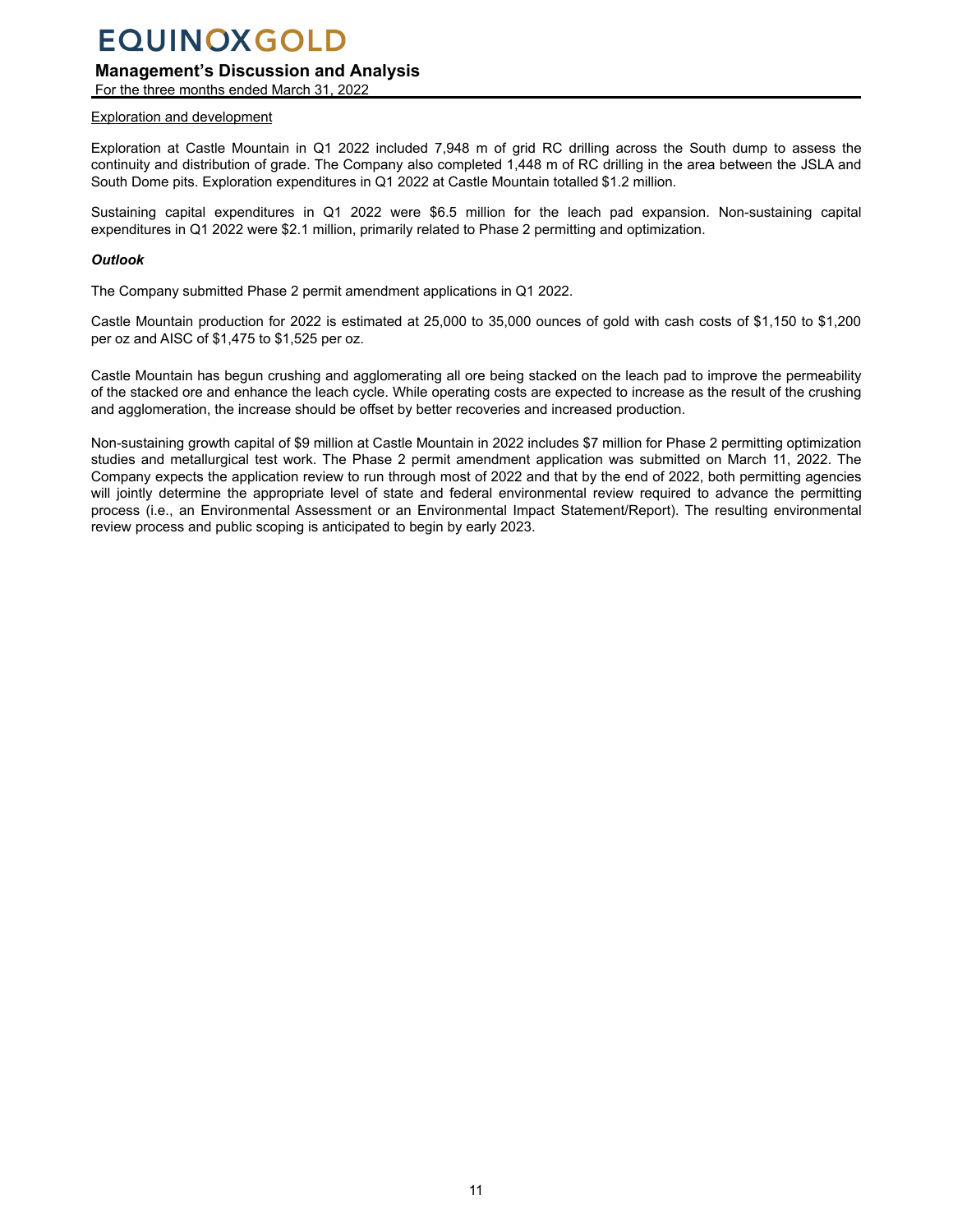Exploration and development

Exploration at Castle Mountain in Q1 2022 included 7,948 m of grid RC drilling across the South dump to assess the continuity and distribution of grade. The Company also completed 1,448 m of RC drilling in the area between the JSLA and South Dome pits. Exploration expenditures in Q1 2022 at Castle Mountain totalled $1.2 million.

Sustaining capital expenditures in Q1 2022 were $6.5 million for the leach pad expansion. Non-sustaining capital expenditures in Q1 2022 were $2.1 million, primarily related to Phase 2 permitting and optimization.

***Outlook***

The Company submitted Phase 2 permit amendment applications in Q1 2022.

Castle Mountain production for 2022 is estimated at 25,000 to 35,000 ounces of gold with cash costs of $1,150 to $1,200 per oz and AISC of $1,475 to $1,525 per oz.

Castle Mountain has begun crushing and agglomerating all ore being stacked on the leach pad to improve the permeability of the stacked ore and enhance the leach cycle. While operating costs are expected to increase as the result of the crushing and agglomeration, the increase should be offset by better recoveries and increased production.

Non-sustaining growth capital of $9 million at Castle Mountain in 2022 includes $7 million for Phase 2 permitting optimization studies and metallurgical test work. The Phase 2 permit amendment application was submitted on March 11, 2022. The Company expects the application review to run through most of 2022 and that by the end of 2022, both permitting agencies will jointly determine the appropriate level of state and federal environmental review required to advance the permitting process (i.e., an Environmental Assessment or an Environmental Impact Statement/Report). The resulting environmental review process and public scoping is anticipated to begin by early 2023.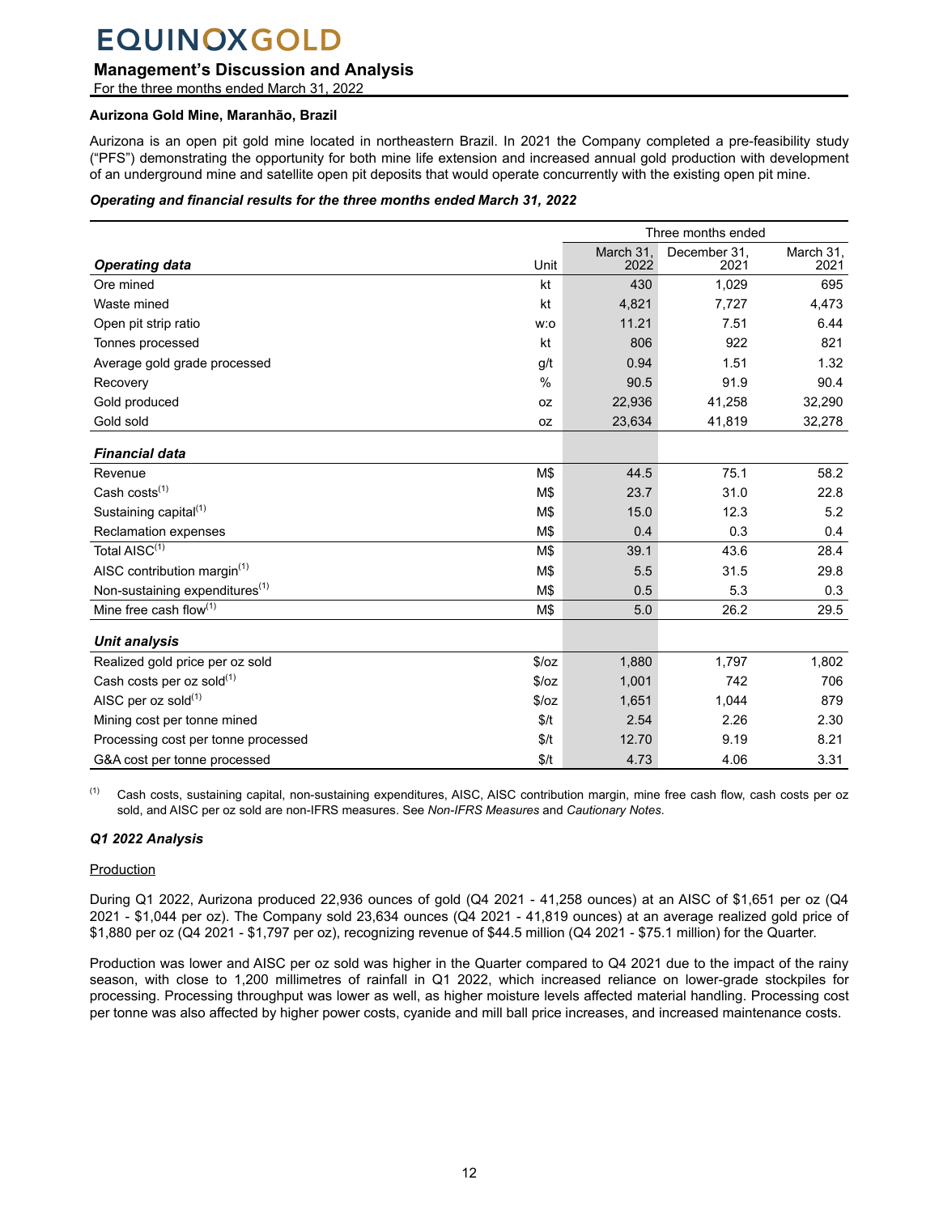### Aurizona Gold Mine, Maranhão, Brazil

Aurizona is an open pit gold mine located in northeastern Brazil. In 2021 the Company completed a pre-feasibility study ("PFS") demonstrating the opportunity for both mine life extension and increased annual gold production with development of an underground mine and satellite open pit deposits that would operate concurrently with the existing open pit mine.

***Operating and financial results for the three months ended March 31, 2022***

| | | Three months ended | | |
|---|---|---|---|---|
| ***Operating data*** | Unit | March 31, 2022 | December 31, 2021 | March 31, 2021 |
| Ore mined | kt | 430 | 1,029 | 695 |
| Waste mined | kt | 4,821 | 7,727 | 4,473 |
| Open pit strip ratio | w:o | 11.21 | 7.51 | 6.44 |
| Tonnes processed | kt | 806 | 922 | 821 |
| Average gold grade processed | g/t | 0.94 | 1.51 | 1.32 |
| Recovery | % | 90.5 | 91.9 | 90.4 |
| Gold produced | oz | 22,936 | 41,258 | 32,290 |
| Gold sold | oz | 23,634 | 41,819 | 32,278 |
| ***Financial data*** | | | | |
| Revenue | M$ | 44.5 | 75.1 | 58.2 |
| Cash costs[(1)] | M$ | 23.7 | 31.0 | 22.8 |
| Sustaining capital[(1)] | M$ | 15.0 | 12.3 | 5.2 |
| Reclamation expenses | M$ | 0.4 | 0.3 | 0.4 |
| Total AISC[(1)] | M$ | 39.1 | 43.6 | 28.4 |
| AISC contribution margin[(1)] | M$ | 5.5 | 31.5 | 29.8 |
| Non-sustaining expenditures[(1)] | M$ | 0.5 | 5.3 | 0.3 |
| Mine free cash flow[(1)] | M$ | 5.0 | 26.2 | 29.5 |
| ***Unit analysis*** | | | | |
| Realized gold price per oz sold | $/oz | 1,880 | 1,797 | 1,802 |
| Cash costs per oz sold[(1)] | $/oz | 1,001 | 742 | 706 |
| AISC per oz sold[(1)] | $/oz | 1,651 | 1,044 | 879 |
| Mining cost per tonne mined | $/t | 2.54 | 2.26 | 2.30 |
| Processing cost per tonne processed | $/t | 12.70 | 9.19 | 8.21 |
| G&A cost per tonne processed | $/t | 4.73 | 4.06 | 3.31 |

(1) Cash costs, sustaining capital, non-sustaining expenditures, AISC, AISC contribution margin, mine free cash flow, cash costs per oz sold, and AISC per oz sold are non-IFRS measures. See *Non-IFRS Measures* and *Cautionary Notes*.

***Q1 2022 Analysis***

Production

During Q1 2022, Aurizona produced 22,936 ounces of gold (Q4 2021 - 41,258 ounces) at an AISC of $1,651 per oz (Q4 2021 - $1,044 per oz). The Company sold 23,634 ounces (Q4 2021 - 41,819 ounces) at an average realized gold price of $1,880 per oz (Q4 2021 - $1,797 per oz), recognizing revenue of $44.5 million (Q4 2021 - $75.1 million) for the Quarter.

Production was lower and AISC per oz sold was higher in the Quarter compared to Q4 2021 due to the impact of the rainy season, with close to 1,200 millimetres of rainfall in Q1 2022, which increased reliance on lower-grade stockpiles for processing. Processing throughput was lower as well, as higher moisture levels affected material handling. Processing cost per tonne was also affected by higher power costs, cyanide and mill ball price increases, and increased maintenance costs.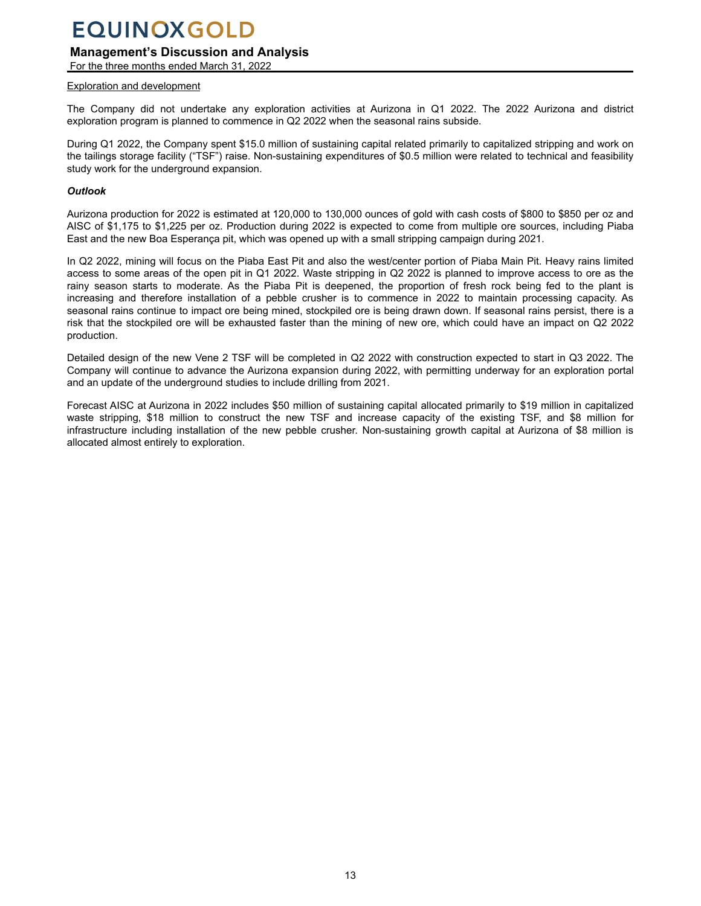Exploration and development

The Company did not undertake any exploration activities at Aurizona in Q1 2022. The 2022 Aurizona and district exploration program is planned to commence in Q2 2022 when the seasonal rains subside.

During Q1 2022, the Company spent $15.0 million of sustaining capital related primarily to capitalized stripping and work on the tailings storage facility ("TSF") raise. Non-sustaining expenditures of $0.5 million were related to technical and feasibility study work for the underground expansion.

***Outlook***

Aurizona production for 2022 is estimated at 120,000 to 130,000 ounces of gold with cash costs of $800 to $850 per oz and AISC of $1,175 to $1,225 per oz. Production during 2022 is expected to come from multiple ore sources, including Piaba East and the new Boa Esperança pit, which was opened up with a small stripping campaign during 2021.

In Q2 2022, mining will focus on the Piaba East Pit and also the west/center portion of Piaba Main Pit. Heavy rains limited access to some areas of the open pit in Q1 2022. Waste stripping in Q2 2022 is planned to improve access to ore as the rainy season starts to moderate. As the Piaba Pit is deepened, the proportion of fresh rock being fed to the plant is increasing and therefore installation of a pebble crusher is to commence in 2022 to maintain processing capacity. As seasonal rains continue to impact ore being mined, stockpiled ore is being drawn down. If seasonal rains persist, there is a risk that the stockpiled ore will be exhausted faster than the mining of new ore, which could have an impact on Q2 2022 production.

Detailed design of the new Vene 2 TSF will be completed in Q2 2022 with construction expected to start in Q3 2022. The Company will continue to advance the Aurizona expansion during 2022, with permitting underway for an exploration portal and an update of the underground studies to include drilling from 2021.

Forecast AISC at Aurizona in 2022 includes $50 million of sustaining capital allocated primarily to $19 million in capitalized waste stripping, $18 million to construct the new TSF and increase capacity of the existing TSF, and $8 million for infrastructure including installation of the new pebble crusher. Non-sustaining growth capital at Aurizona of $8 million is allocated almost entirely to exploration.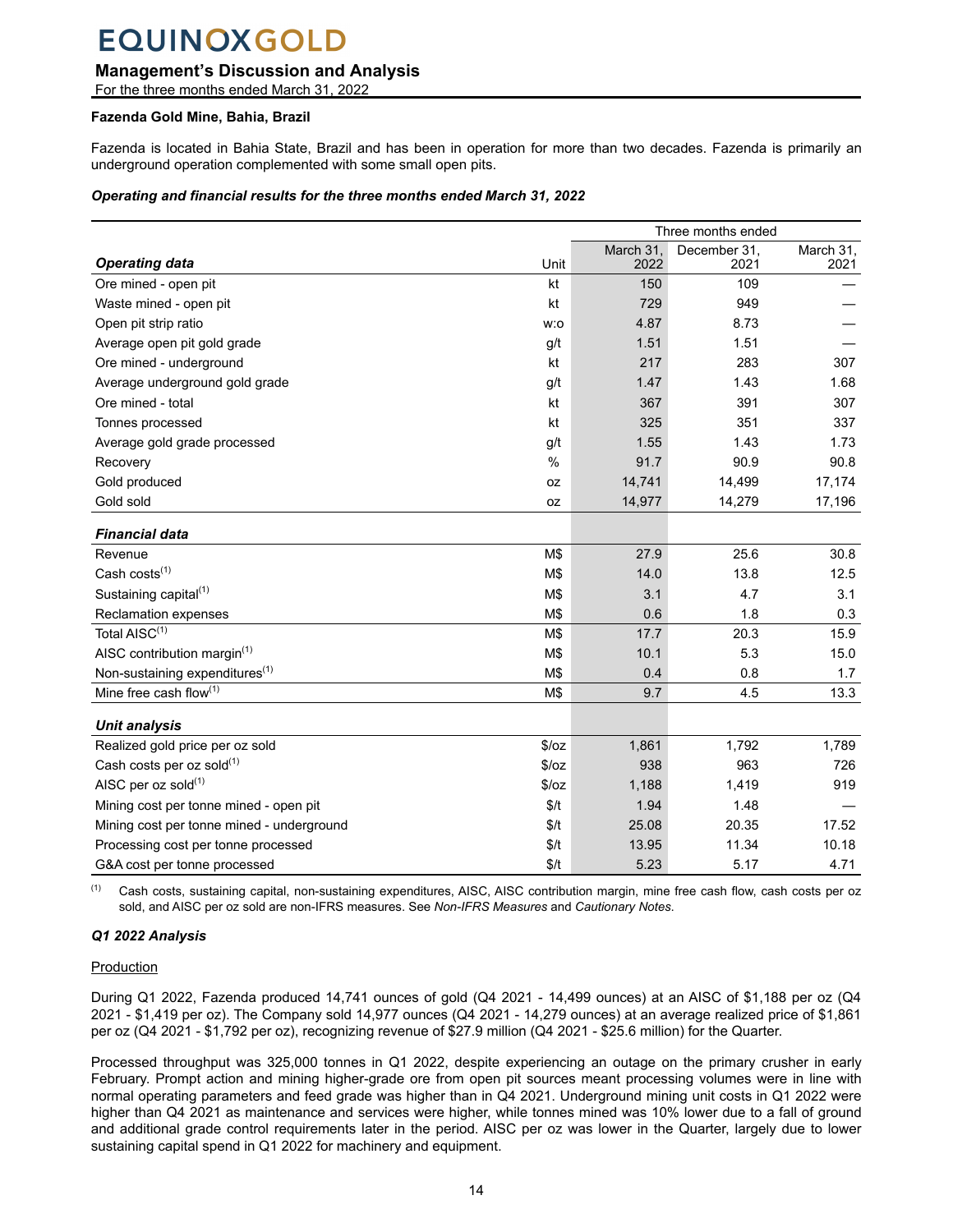### Fazenda Gold Mine, Bahia, Brazil

Fazenda is located in Bahia State, Brazil and has been in operation for more than two decades. Fazenda is primarily an underground operation complemented with some small open pits.

***Operating and financial results for the three months ended March 31, 2022***

| | | Three months ended | | |
|---|---|---|---|---|
| ***Operating data*** | Unit | March 31, 2022 | December 31, 2021 | March 31, 2021 |
| Ore mined - open pit | kt | 150 | 109 | — |
| Waste mined - open pit | kt | 729 | 949 | — |
| Open pit strip ratio | w:o | 4.87 | 8.73 | — |
| Average open pit gold grade | g/t | 1.51 | 1.51 | — |
| Ore mined - underground | kt | 217 | 283 | 307 |
| Average underground gold grade | g/t | 1.47 | 1.43 | 1.68 |
| Ore mined - total | kt | 367 | 391 | 307 |
| Tonnes processed | kt | 325 | 351 | 337 |
| Average gold grade processed | g/t | 1.55 | 1.43 | 1.73 |
| Recovery | % | 91.7 | 90.9 | 90.8 |
| Gold produced | oz | 14,741 | 14,499 | 17,174 |
| Gold sold | oz | 14,977 | 14,279 | 17,196 |
| ***Financial data*** | | | | |
| Revenue | M$ | 27.9 | 25.6 | 30.8 |
| Cash costs[1] | M$ | 14.0 | 13.8 | 12.5 |
| Sustaining capital[1] | M$ | 3.1 | 4.7 | 3.1 |
| Reclamation expenses | M$ | 0.6 | 1.8 | 0.3 |
| Total AISC[1] | M$ | 17.7 | 20.3 | 15.9 |
| AISC contribution margin[1] | M$ | 10.1 | 5.3 | 15.0 |
| Non-sustaining expenditures[1] | M$ | 0.4 | 0.8 | 1.7 |
| Mine free cash flow[1] | M$ | 9.7 | 4.5 | 13.3 |
| ***Unit analysis*** | | | | |
| Realized gold price per oz sold | $/oz | 1,861 | 1,792 | 1,789 |
| Cash costs per oz sold[1] | $/oz | 938 | 963 | 726 |
| AISC per oz sold[1] | $/oz | 1,188 | 1,419 | 919 |
| Mining cost per tonne mined - open pit | $/t | 1.94 | 1.48 | — |
| Mining cost per tonne mined - underground | $/t | 25.08 | 20.35 | 17.52 |
| Processing cost per tonne processed | $/t | 13.95 | 11.34 | 10.18 |
| G&A cost per tonne processed | $/t | 5.23 | 5.17 | 4.71 |

[1] Cash costs, sustaining capital, non-sustaining expenditures, AISC, AISC contribution margin, mine free cash flow, cash costs per oz sold, and AISC per oz sold are non-IFRS measures. See *Non-IFRS Measures* and *Cautionary Notes*.

***Q1 2022 Analysis***

Production

During Q1 2022, Fazenda produced 14,741 ounces of gold (Q4 2021 - 14,499 ounces) at an AISC of $1,188 per oz (Q4 2021 - $1,419 per oz). The Company sold 14,977 ounces (Q4 2021 - 14,279 ounces) at an average realized price of $1,861 per oz (Q4 2021 - $1,792 per oz), recognizing revenue of $27.9 million (Q4 2021 - $25.6 million) for the Quarter.

Processed throughput was 325,000 tonnes in Q1 2022, despite experiencing an outage on the primary crusher in early February. Prompt action and mining higher-grade ore from open pit sources meant processing volumes were in line with normal operating parameters and feed grade was higher than in Q4 2021. Underground mining unit costs in Q1 2022 were higher than Q4 2021 as maintenance and services were higher, while tonnes mined was 10% lower due to a fall of ground and additional grade control requirements later in the period. AISC per oz was lower in the Quarter, largely due to lower sustaining capital spend in Q1 2022 for machinery and equipment.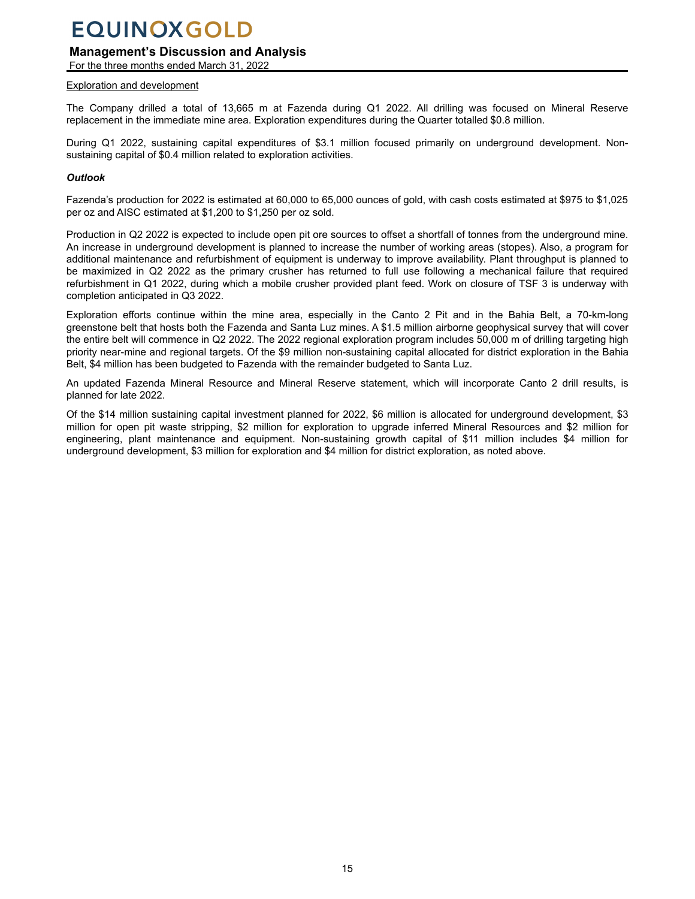Exploration and development

The Company drilled a total of 13,665 m at Fazenda during Q1 2022. All drilling was focused on Mineral Reserve replacement in the immediate mine area. Exploration expenditures during the Quarter totalled $0.8 million.

During Q1 2022, sustaining capital expenditures of $3.1 million focused primarily on underground development. Non-sustaining capital of $0.4 million related to exploration activities.

***Outlook***

Fazenda's production for 2022 is estimated at 60,000 to 65,000 ounces of gold, with cash costs estimated at $975 to $1,025 per oz and AISC estimated at $1,200 to $1,250 per oz sold.

Production in Q2 2022 is expected to include open pit ore sources to offset a shortfall of tonnes from the underground mine. An increase in underground development is planned to increase the number of working areas (stopes). Also, a program for additional maintenance and refurbishment of equipment is underway to improve availability. Plant throughput is planned to be maximized in Q2 2022 as the primary crusher has returned to full use following a mechanical failure that required refurbishment in Q1 2022, during which a mobile crusher provided plant feed. Work on closure of TSF 3 is underway with completion anticipated in Q3 2022.

Exploration efforts continue within the mine area, especially in the Canto 2 Pit and in the Bahia Belt, a 70-km-long greenstone belt that hosts both the Fazenda and Santa Luz mines. A $1.5 million airborne geophysical survey that will cover the entire belt will commence in Q2 2022. The 2022 regional exploration program includes 50,000 m of drilling targeting high priority near-mine and regional targets. Of the $9 million non-sustaining capital allocated for district exploration in the Bahia Belt, $4 million has been budgeted to Fazenda with the remainder budgeted to Santa Luz.

An updated Fazenda Mineral Resource and Mineral Reserve statement, which will incorporate Canto 2 drill results, is planned for late 2022.

Of the $14 million sustaining capital investment planned for 2022, $6 million is allocated for underground development, $3 million for open pit waste stripping, $2 million for exploration to upgrade inferred Mineral Resources and $2 million for engineering, plant maintenance and equipment. Non-sustaining growth capital of $11 million includes $4 million for underground development, $3 million for exploration and $4 million for district exploration, as noted above.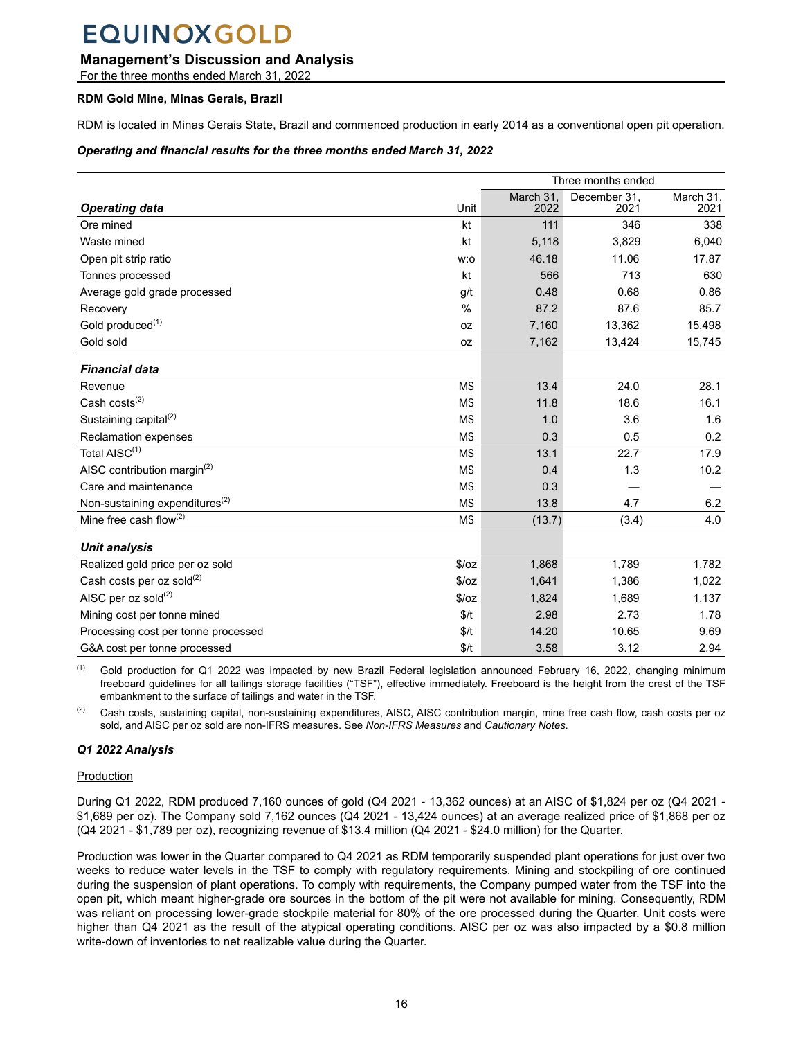## Management's Discussion and Analysis

For the three months ended March 31, 2022

**RDM Gold Mine, Minas Gerais, Brazil**

RDM is located in Minas Gerais State, Brazil and commenced production in early 2014 as a conventional open pit operation.

***Operating and financial results for the three months ended March 31, 2022***

| | | Three months ended | | |
|---|---|---|---|---|
| ***Operating data*** | Unit | March 31, 2022 | December 31, 2021 | March 31, 2021 |
| Ore mined | kt | 111 | 346 | 338 |
| Waste mined | kt | 5,118 | 3,829 | 6,040 |
| Open pit strip ratio | w:o | 46.18 | 11.06 | 17.87 |
| Tonnes processed | kt | 566 | 713 | 630 |
| Average gold grade processed | g/t | 0.48 | 0.68 | 0.86 |
| Recovery | % | 87.2 | 87.6 | 85.7 |
| Gold produced[1] | oz | 7,160 | 13,362 | 15,498 |
| Gold sold | oz | 7,162 | 13,424 | 15,745 |
| ***Financial data*** | | | | |
| Revenue | M$ | 13.4 | 24.0 | 28.1 |
| Cash costs[2] | M$ | 11.8 | 18.6 | 16.1 |
| Sustaining capital[2] | M$ | 1.0 | 3.6 | 1.6 |
| Reclamation expenses | M$ | 0.3 | 0.5 | 0.2 |
| Total AISC[1] | M$ | 13.1 | 22.7 | 17.9 |
| AISC contribution margin[2] | M$ | 0.4 | 1.3 | 10.2 |
| Care and maintenance | M$ | 0.3 | — | — |
| Non-sustaining expenditures[2] | M$ | 13.8 | 4.7 | 6.2 |
| Mine free cash flow[2] | M$ | (13.7) | (3.4) | 4.0 |
| ***Unit analysis*** | | | | |
| Realized gold price per oz sold | $/oz | 1,868 | 1,789 | 1,782 |
| Cash costs per oz sold[2] | $/oz | 1,641 | 1,386 | 1,022 |
| AISC per oz sold[2] | $/oz | 1,824 | 1,689 | 1,137 |
| Mining cost per tonne mined | $/t | 2.98 | 2.73 | 1.78 |
| Processing cost per tonne processed | $/t | 14.20 | 10.65 | 9.69 |
| G&A cost per tonne processed | $/t | 3.58 | 3.12 | 2.94 |

(1) Gold production for Q1 2022 was impacted by new Brazil Federal legislation announced February 16, 2022, changing minimum freeboard guidelines for all tailings storage facilities ("TSF"), effective immediately. Freeboard is the height from the crest of the TSF embankment to the surface of tailings and water in the TSF.

(2) Cash costs, sustaining capital, non-sustaining expenditures, AISC, AISC contribution margin, mine free cash flow, cash costs per oz sold, and AISC per oz sold are non-IFRS measures. See *Non-IFRS Measures* and *Cautionary Notes*.

***Q1 2022 Analysis***

Production

During Q1 2022, RDM produced 7,160 ounces of gold (Q4 2021 - 13,362 ounces) at an AISC of $1,824 per oz (Q4 2021 - $1,689 per oz). The Company sold 7,162 ounces (Q4 2021 - 13,424 ounces) at an average realized price of $1,868 per oz (Q4 2021 - $1,789 per oz), recognizing revenue of $13.4 million (Q4 2021 - $24.0 million) for the Quarter.

Production was lower in the Quarter compared to Q4 2021 as RDM temporarily suspended plant operations for just over two weeks to reduce water levels in the TSF to comply with regulatory requirements. Mining and stockpiling of ore continued during the suspension of plant operations. To comply with requirements, the Company pumped water from the TSF into the open pit, which meant higher-grade ore sources in the bottom of the pit were not available for mining. Consequently, RDM was reliant on processing lower-grade stockpile material for 80% of the ore processed during the Quarter. Unit costs were higher than Q4 2021 as the result of the atypical operating conditions. AISC per oz was also impacted by a $0.8 million write-down of inventories to net realizable value during the Quarter.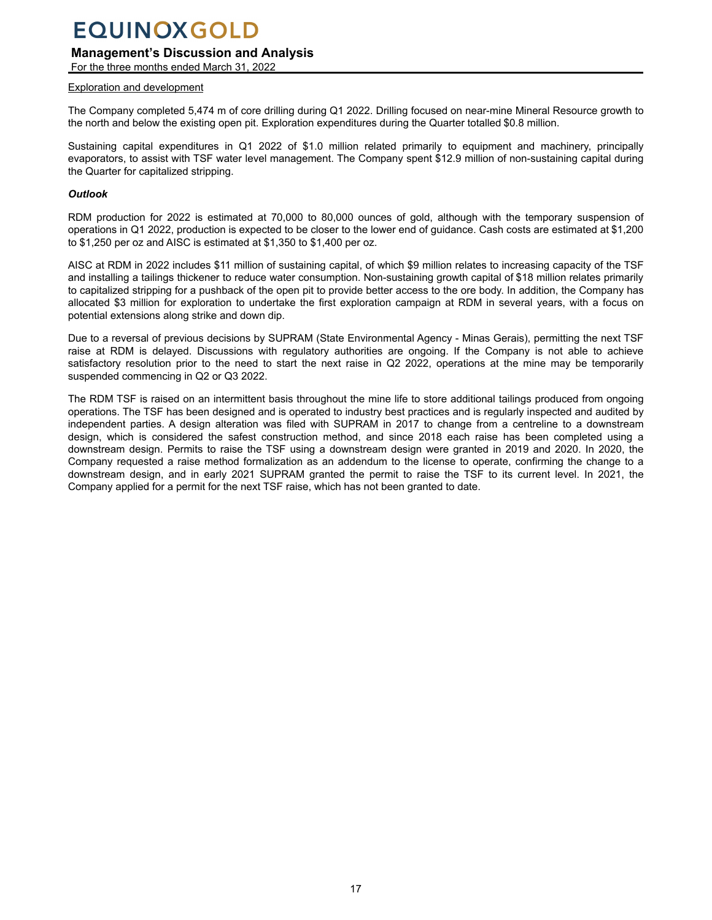Exploration and development

The Company completed 5,474 m of core drilling during Q1 2022. Drilling focused on near-mine Mineral Resource growth to the north and below the existing open pit. Exploration expenditures during the Quarter totalled $0.8 million.

Sustaining capital expenditures in Q1 2022 of $1.0 million related primarily to equipment and machinery, principally evaporators, to assist with TSF water level management. The Company spent $12.9 million of non-sustaining capital during the Quarter for capitalized stripping.

***Outlook***

RDM production for 2022 is estimated at 70,000 to 80,000 ounces of gold, although with the temporary suspension of operations in Q1 2022, production is expected to be closer to the lower end of guidance. Cash costs are estimated at $1,200 to $1,250 per oz and AISC is estimated at $1,350 to $1,400 per oz.

AISC at RDM in 2022 includes $11 million of sustaining capital, of which $9 million relates to increasing capacity of the TSF and installing a tailings thickener to reduce water consumption. Non-sustaining growth capital of $18 million relates primarily to capitalized stripping for a pushback of the open pit to provide better access to the ore body. In addition, the Company has allocated $3 million for exploration to undertake the first exploration campaign at RDM in several years, with a focus on potential extensions along strike and down dip.

Due to a reversal of previous decisions by SUPRAM (State Environmental Agency - Minas Gerais), permitting the next TSF raise at RDM is delayed. Discussions with regulatory authorities are ongoing. If the Company is not able to achieve satisfactory resolution prior to the need to start the next raise in Q2 2022, operations at the mine may be temporarily suspended commencing in Q2 or Q3 2022.

The RDM TSF is raised on an intermittent basis throughout the mine life to store additional tailings produced from ongoing operations. The TSF has been designed and is operated to industry best practices and is regularly inspected and audited by independent parties. A design alteration was filed with SUPRAM in 2017 to change from a centreline to a downstream design, which is considered the safest construction method, and since 2018 each raise has been completed using a downstream design. Permits to raise the TSF using a downstream design were granted in 2019 and 2020. In 2020, the Company requested a raise method formalization as an addendum to the license to operate, confirming the change to a downstream design, and in early 2021 SUPRAM granted the permit to raise the TSF to its current level. In 2021, the Company applied for a permit for the next TSF raise, which has not been granted to date.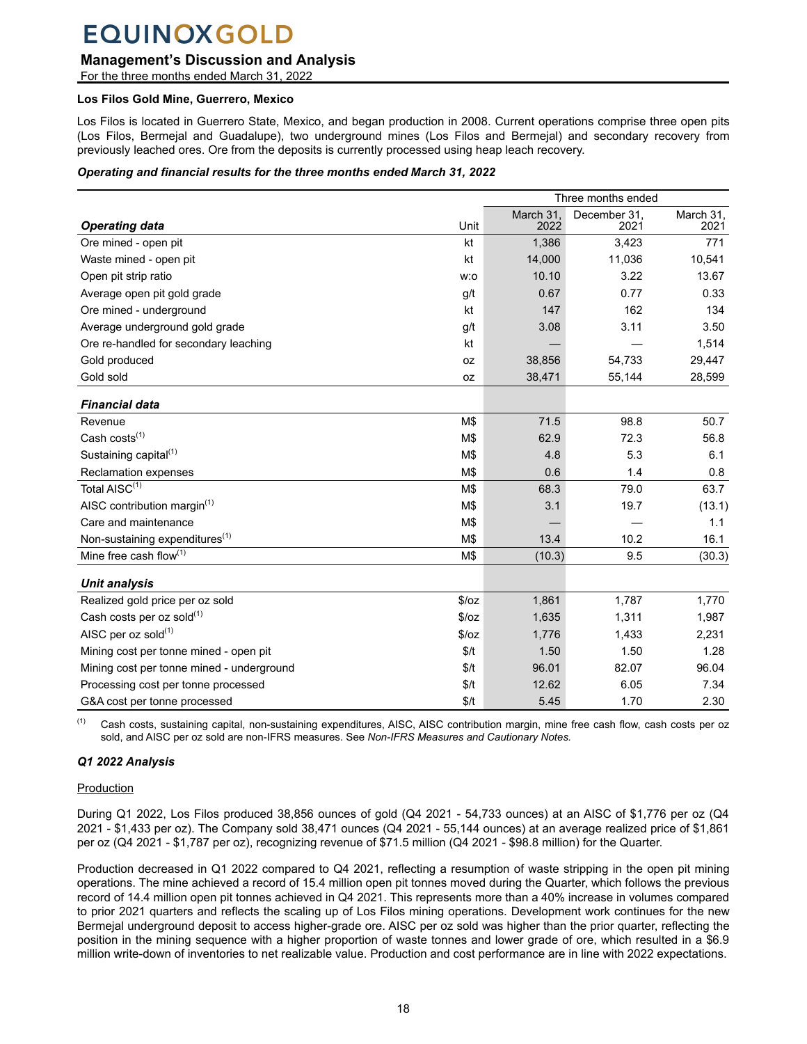### Los Filos Gold Mine, Guerrero, Mexico

Los Filos is located in Guerrero State, Mexico, and began production in 2008. Current operations comprise three open pits (Los Filos, Bermejal and Guadalupe), two underground mines (Los Filos and Bermejal) and secondary recovery from previously leached ores. Ore from the deposits is currently processed using heap leach recovery.

***Operating and financial results for the three months ended March 31, 2022***

| | | Three months ended | | |
|---|---|---|---|---|
| ***Operating data*** | Unit | March 31, 2022 | December 31, 2021 | March 31, 2021 |
| Ore mined - open pit | kt | 1,386 | 3,423 | 771 |
| Waste mined - open pit | kt | 14,000 | 11,036 | 10,541 |
| Open pit strip ratio | w:o | 10.10 | 3.22 | 13.67 |
| Average open pit gold grade | g/t | 0.67 | 0.77 | 0.33 |
| Ore mined - underground | kt | 147 | 162 | 134 |
| Average underground gold grade | g/t | 3.08 | 3.11 | 3.50 |
| Ore re-handled for secondary leaching | kt | — | — | 1,514 |
| Gold produced | oz | 38,856 | 54,733 | 29,447 |
| Gold sold | oz | 38,471 | 55,144 | 28,599 |
| ***Financial data*** | | | | |
| Revenue | M$ | 71.5 | 98.8 | 50.7 |
| Cash costs[(1)] | M$ | 62.9 | 72.3 | 56.8 |
| Sustaining capital[(1)] | M$ | 4.8 | 5.3 | 6.1 |
| Reclamation expenses | M$ | 0.6 | 1.4 | 0.8 |
| Total AISC[(1)] | M$ | 68.3 | 79.0 | 63.7 |
| AISC contribution margin[(1)] | M$ | 3.1 | 19.7 | (13.1) |
| Care and maintenance | M$ | — | — | 1.1 |
| Non-sustaining expenditures[(1)] | M$ | 13.4 | 10.2 | 16.1 |
| Mine free cash flow[(1)] | M$ | (10.3) | 9.5 | (30.3) |
| ***Unit analysis*** | | | | |
| Realized gold price per oz sold | $/oz | 1,861 | 1,787 | 1,770 |
| Cash costs per oz sold[(1)] | $/oz | 1,635 | 1,311 | 1,987 |
| AISC per oz sold[(1)] | $/oz | 1,776 | 1,433 | 2,231 |
| Mining cost per tonne mined - open pit | $/t | 1.50 | 1.50 | 1.28 |
| Mining cost per tonne mined - underground | $/t | 96.01 | 82.07 | 96.04 |
| Processing cost per tonne processed | $/t | 12.62 | 6.05 | 7.34 |
| G&A cost per tonne processed | $/t | 5.45 | 1.70 | 2.30 |

(1) Cash costs, sustaining capital, non-sustaining expenditures, AISC, AISC contribution margin, mine free cash flow, cash costs per oz sold, and AISC per oz sold are non-IFRS measures. See *Non-IFRS Measures and Cautionary Notes.*

***Q1 2022 Analysis***

Production

During Q1 2022, Los Filos produced 38,856 ounces of gold (Q4 2021 - 54,733 ounces) at an AISC of $1,776 per oz (Q4 2021 - $1,433 per oz). The Company sold 38,471 ounces (Q4 2021 - 55,144 ounces) at an average realized price of $1,861 per oz (Q4 2021 - $1,787 per oz), recognizing revenue of $71.5 million (Q4 2021 - $98.8 million) for the Quarter.

Production decreased in Q1 2022 compared to Q4 2021, reflecting a resumption of waste stripping in the open pit mining operations. The mine achieved a record of 15.4 million open pit tonnes moved during the Quarter, which follows the previous record of 14.4 million open pit tonnes achieved in Q4 2021. This represents more than a 40% increase in volumes compared to prior 2021 quarters and reflects the scaling up of Los Filos mining operations. Development work continues for the new Bermejal underground deposit to access higher-grade ore. AISC per oz sold was higher than the prior quarter, reflecting the position in the mining sequence with a higher proportion of waste tonnes and lower grade of ore, which resulted in a $6.9 million write-down of inventories to net realizable value. Production and cost performance are in line with 2022 expectations.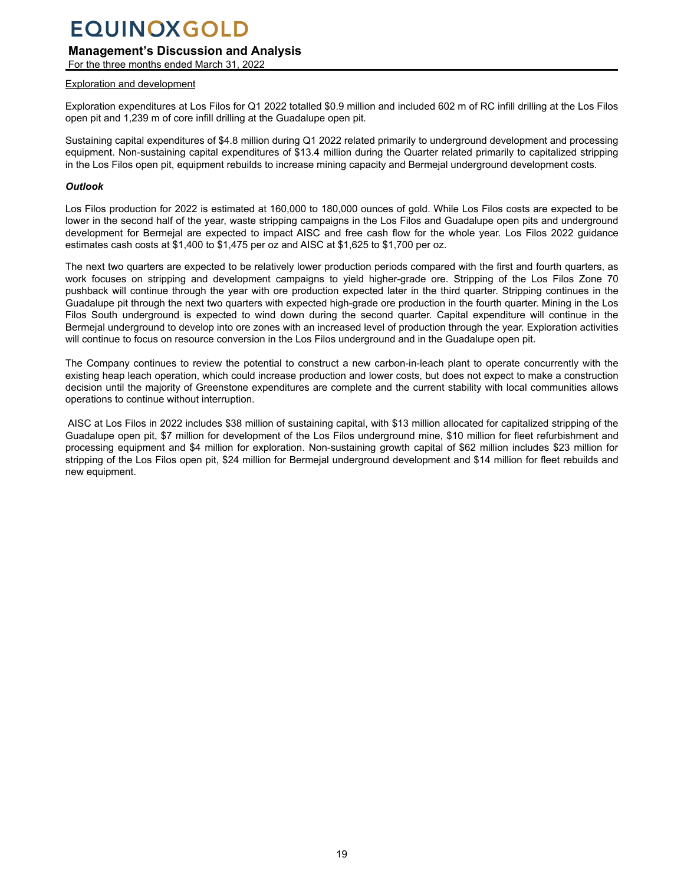Exploration and development

Exploration expenditures at Los Filos for Q1 2022 totalled $0.9 million and included 602 m of RC infill drilling at the Los Filos open pit and 1,239 m of core infill drilling at the Guadalupe open pit.

Sustaining capital expenditures of $4.8 million during Q1 2022 related primarily to underground development and processing equipment. Non-sustaining capital expenditures of $13.4 million during the Quarter related primarily to capitalized stripping in the Los Filos open pit, equipment rebuilds to increase mining capacity and Bermejal underground development costs.

***Outlook***

Los Filos production for 2022 is estimated at 160,000 to 180,000 ounces of gold. While Los Filos costs are expected to be lower in the second half of the year, waste stripping campaigns in the Los Filos and Guadalupe open pits and underground development for Bermejal are expected to impact AISC and free cash flow for the whole year. Los Filos 2022 guidance estimates cash costs at $1,400 to $1,475 per oz and AISC at $1,625 to $1,700 per oz.

The next two quarters are expected to be relatively lower production periods compared with the first and fourth quarters, as work focuses on stripping and development campaigns to yield higher-grade ore. Stripping of the Los Filos Zone 70 pushback will continue through the year with ore production expected later in the third quarter. Stripping continues in the Guadalupe pit through the next two quarters with expected high-grade ore production in the fourth quarter. Mining in the Los Filos South underground is expected to wind down during the second quarter. Capital expenditure will continue in the Bermejal underground to develop into ore zones with an increased level of production through the year. Exploration activities will continue to focus on resource conversion in the Los Filos underground and in the Guadalupe open pit.

The Company continues to review the potential to construct a new carbon-in-leach plant to operate concurrently with the existing heap leach operation, which could increase production and lower costs, but does not expect to make a construction decision until the majority of Greenstone expenditures are complete and the current stability with local communities allows operations to continue without interruption.

AISC at Los Filos in 2022 includes $38 million of sustaining capital, with $13 million allocated for capitalized stripping of the Guadalupe open pit, $7 million for development of the Los Filos underground mine, $10 million for fleet refurbishment and processing equipment and $4 million for exploration. Non-sustaining growth capital of $62 million includes $23 million for stripping of the Los Filos open pit, $24 million for Bermejal underground development and $14 million for fleet rebuilds and new equipment.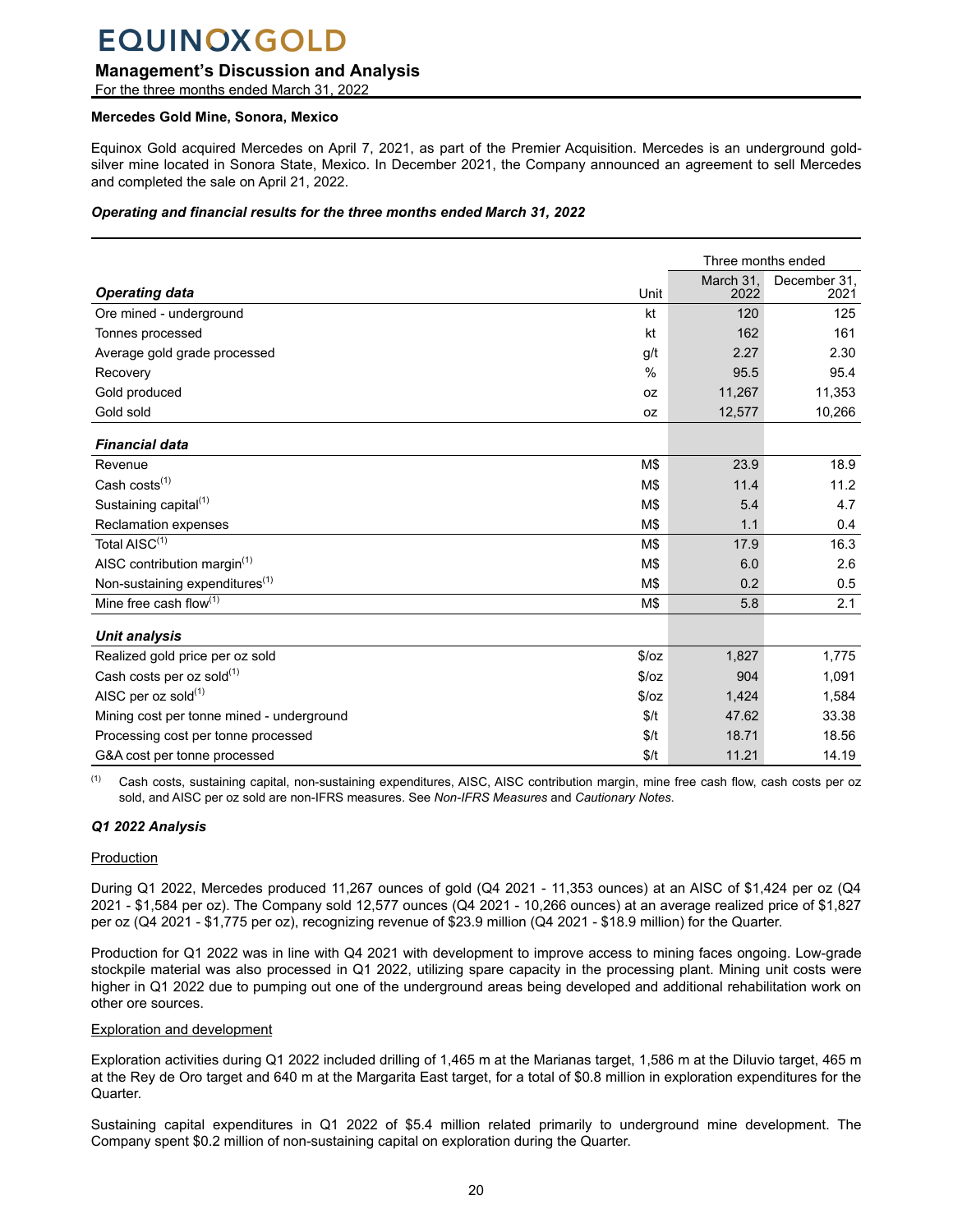### Mercedes Gold Mine, Sonora, Mexico

Equinox Gold acquired Mercedes on April 7, 2021, as part of the Premier Acquisition. Mercedes is an underground gold-silver mine located in Sonora State, Mexico. In December 2021, the Company announced an agreement to sell Mercedes and completed the sale on April 21, 2022.

***Operating and financial results for the three months ended March 31, 2022***

| | | Three months ended | |
|---|---|---|---|
| ***Operating data*** | Unit | March 31, 2022 | December 31, 2021 |
| Ore mined - underground | kt | 120 | 125 |
| Tonnes processed | kt | 162 | 161 |
| Average gold grade processed | g/t | 2.27 | 2.30 |
| Recovery | % | 95.5 | 95.4 |
| Gold produced | oz | 11,267 | 11,353 |
| Gold sold | oz | 12,577 | 10,266 |
| ***Financial data*** | | | |
| Revenue | M$ | 23.9 | 18.9 |
| Cash costs[(1)] | M$ | 11.4 | 11.2 |
| Sustaining capital[(1)] | M$ | 5.4 | 4.7 |
| Reclamation expenses | M$ | 1.1 | 0.4 |
| Total AISC[(1)] | M$ | 17.9 | 16.3 |
| AISC contribution margin[(1)] | M$ | 6.0 | 2.6 |
| Non-sustaining expenditures[(1)] | M$ | 0.2 | 0.5 |
| Mine free cash flow[(1)] | M$ | 5.8 | 2.1 |
| ***Unit analysis*** | | | |
| Realized gold price per oz sold | $/oz | 1,827 | 1,775 |
| Cash costs per oz sold[(1)] | $/oz | 904 | 1,091 |
| AISC per oz sold[(1)] | $/oz | 1,424 | 1,584 |
| Mining cost per tonne mined - underground | $/t | 47.62 | 33.38 |
| Processing cost per tonne processed | $/t | 18.71 | 18.56 |
| G&A cost per tonne processed | $/t | 11.21 | 14.19 |

(1) Cash costs, sustaining capital, non-sustaining expenditures, AISC, AISC contribution margin, mine free cash flow, cash costs per oz sold, and AISC per oz sold are non-IFRS measures. See *Non-IFRS Measures* and *Cautionary Notes*.

***Q1 2022 Analysis***

<u>Production</u>

During Q1 2022, Mercedes produced 11,267 ounces of gold (Q4 2021 - 11,353 ounces) at an AISC of $1,424 per oz (Q4 2021 - $1,584 per oz). The Company sold 12,577 ounces (Q4 2021 - 10,266 ounces) at an average realized price of $1,827 per oz (Q4 2021 - $1,775 per oz), recognizing revenue of $23.9 million (Q4 2021 - $18.9 million) for the Quarter.

Production for Q1 2022 was in line with Q4 2021 with development to improve access to mining faces ongoing. Low-grade stockpile material was also processed in Q1 2022, utilizing spare capacity in the processing plant. Mining unit costs were higher in Q1 2022 due to pumping out one of the underground areas being developed and additional rehabilitation work on other ore sources.

<u>Exploration and development</u>

Exploration activities during Q1 2022 included drilling of 1,465 m at the Marianas target, 1,586 m at the Diluvio target, 465 m at the Rey de Oro target and 640 m at the Margarita East target, for a total of $0.8 million in exploration expenditures for the Quarter.

Sustaining capital expenditures in Q1 2022 of $5.4 million related primarily to underground mine development. The Company spent $0.2 million of non-sustaining capital on exploration during the Quarter.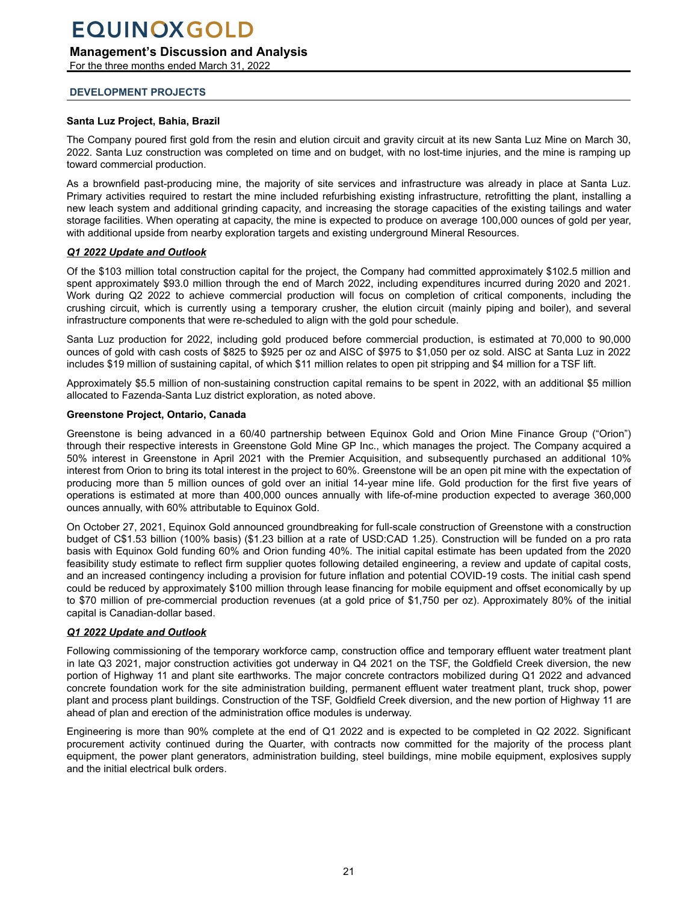## DEVELOPMENT PROJECTS

### Santa Luz Project, Bahia, Brazil

The Company poured first gold from the resin and elution circuit and gravity circuit at its new Santa Luz Mine on March 30, 2022. Santa Luz construction was completed on time and on budget, with no lost-time injuries, and the mine is ramping up toward commercial production.

As a brownfield past-producing mine, the majority of site services and infrastructure was already in place at Santa Luz. Primary activities required to restart the mine included refurbishing existing infrastructure, retrofitting the plant, installing a new leach system and additional grinding capacity, and increasing the storage capacities of the existing tailings and water storage facilities. When operating at capacity, the mine is expected to produce on average 100,000 ounces of gold per year, with additional upside from nearby exploration targets and existing underground Mineral Resources.

#### ***Q1 2022 Update and Outlook***

Of the $103 million total construction capital for the project, the Company had committed approximately $102.5 million and spent approximately $93.0 million through the end of March 2022, including expenditures incurred during 2020 and 2021. Work during Q2 2022 to achieve commercial production will focus on completion of critical components, including the crushing circuit, which is currently using a temporary crusher, the elution circuit (mainly piping and boiler), and several infrastructure components that were re-scheduled to align with the gold pour schedule.

Santa Luz production for 2022, including gold produced before commercial production, is estimated at 70,000 to 90,000 ounces of gold with cash costs of $825 to $925 per oz and AISC of $975 to $1,050 per oz sold. AISC at Santa Luz in 2022 includes $19 million of sustaining capital, of which $11 million relates to open pit stripping and $4 million for a TSF lift.

Approximately $5.5 million of non-sustaining construction capital remains to be spent in 2022, with an additional $5 million allocated to Fazenda-Santa Luz district exploration, as noted above.

### Greenstone Project, Ontario, Canada

Greenstone is being advanced in a 60/40 partnership between Equinox Gold and Orion Mine Finance Group ("Orion") through their respective interests in Greenstone Gold Mine GP Inc., which manages the project. The Company acquired a 50% interest in Greenstone in April 2021 with the Premier Acquisition, and subsequently purchased an additional 10% interest from Orion to bring its total interest in the project to 60%. Greenstone will be an open pit mine with the expectation of producing more than 5 million ounces of gold over an initial 14-year mine life. Gold production for the first five years of operations is estimated at more than 400,000 ounces annually with life-of-mine production expected to average 360,000 ounces annually, with 60% attributable to Equinox Gold.

On October 27, 2021, Equinox Gold announced groundbreaking for full-scale construction of Greenstone with a construction budget of C$1.53 billion (100% basis) ($1.23 billion at a rate of USD:CAD 1.25). Construction will be funded on a pro rata basis with Equinox Gold funding 60% and Orion funding 40%. The initial capital estimate has been updated from the 2020 feasibility study estimate to reflect firm supplier quotes following detailed engineering, a review and update of capital costs, and an increased contingency including a provision for future inflation and potential COVID-19 costs. The initial cash spend could be reduced by approximately $100 million through lease financing for mobile equipment and offset economically by up to $70 million of pre-commercial production revenues (at a gold price of $1,750 per oz). Approximately 80% of the initial capital is Canadian-dollar based.

#### ***Q1 2022 Update and Outlook***

Following commissioning of the temporary workforce camp, construction office and temporary effluent water treatment plant in late Q3 2021, major construction activities got underway in Q4 2021 on the TSF, the Goldfield Creek diversion, the new portion of Highway 11 and plant site earthworks. The major concrete contractors mobilized during Q1 2022 and advanced concrete foundation work for the site administration building, permanent effluent water treatment plant, truck shop, power plant and process plant buildings. Construction of the TSF, Goldfield Creek diversion, and the new portion of Highway 11 are ahead of plan and erection of the administration office modules is underway.

Engineering is more than 90% complete at the end of Q1 2022 and is expected to be completed in Q2 2022. Significant procurement activity continued during the Quarter, with contracts now committed for the majority of the process plant equipment, the power plant generators, administration building, steel buildings, mine mobile equipment, explosives supply and the initial electrical bulk orders.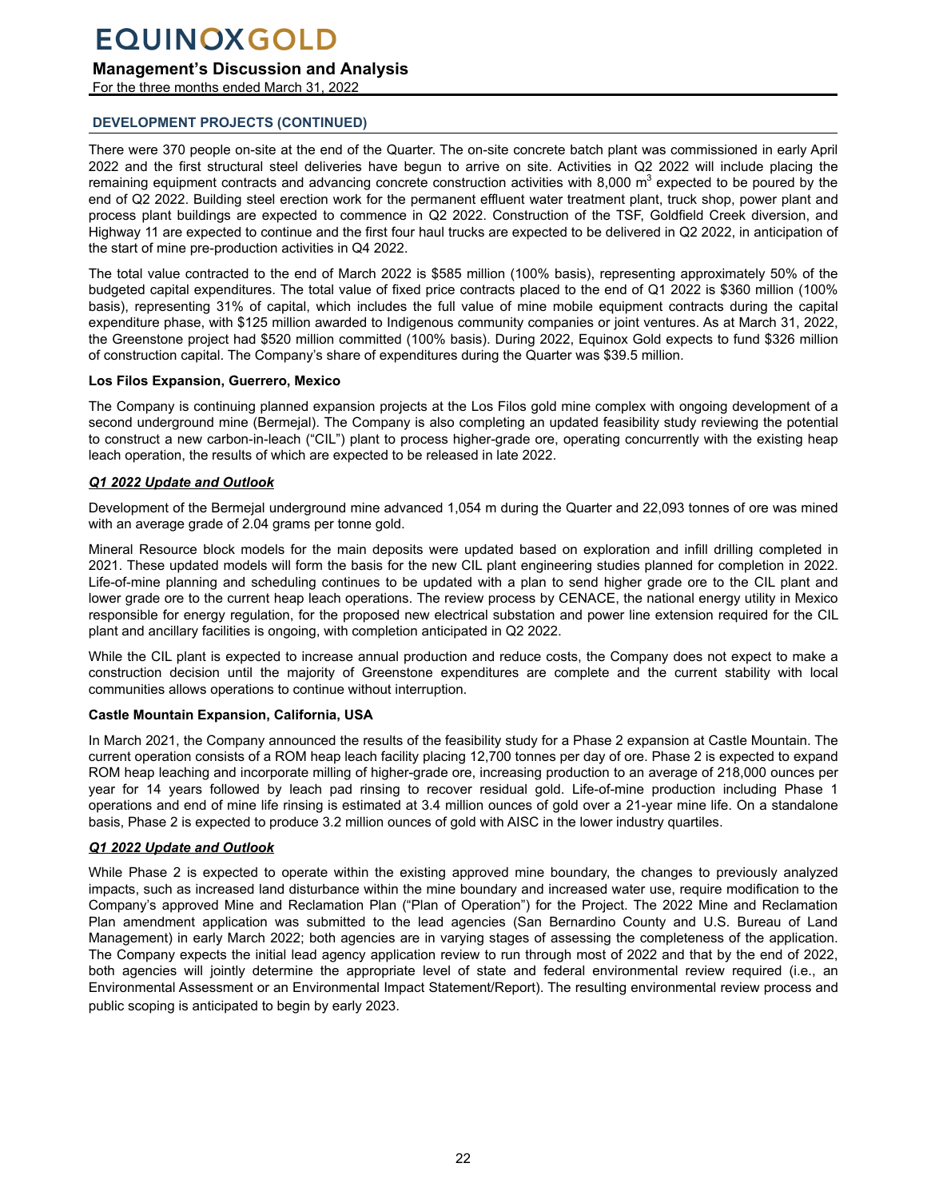## DEVELOPMENT PROJECTS (CONTINUED)

There were 370 people on-site at the end of the Quarter. The on-site concrete batch plant was commissioned in early April 2022 and the first structural steel deliveries have begun to arrive on site. Activities in Q2 2022 will include placing the remaining equipment contracts and advancing concrete construction activities with 8,000 $m^3$ expected to be poured by the end of Q2 2022. Building steel erection work for the permanent effluent water treatment plant, truck shop, power plant and process plant buildings are expected to commence in Q2 2022. Construction of the TSF, Goldfield Creek diversion, and Highway 11 are expected to continue and the first four haul trucks are expected to be delivered in Q2 2022, in anticipation of the start of mine pre-production activities in Q4 2022.

The total value contracted to the end of March 2022 is $585 million (100% basis), representing approximately 50% of the budgeted capital expenditures. The total value of fixed price contracts placed to the end of Q1 2022 is $360 million (100% basis), representing 31% of capital, which includes the full value of mine mobile equipment contracts during the capital expenditure phase, with $125 million awarded to Indigenous community companies or joint ventures. As at March 31, 2022, the Greenstone project had $520 million committed (100% basis). During 2022, Equinox Gold expects to fund $326 million of construction capital. The Company's share of expenditures during the Quarter was $39.5 million.

**Los Filos Expansion, Guerrero, Mexico**

The Company is continuing planned expansion projects at the Los Filos gold mine complex with ongoing development of a second underground mine (Bermejal). The Company is also completing an updated feasibility study reviewing the potential to construct a new carbon-in-leach ("CIL") plant to process higher-grade ore, operating concurrently with the existing heap leach operation, the results of which are expected to be released in late 2022.

***Q1 2022 Update and Outlook***

Development of the Bermejal underground mine advanced 1,054 m during the Quarter and 22,093 tonnes of ore was mined with an average grade of 2.04 grams per tonne gold.

Mineral Resource block models for the main deposits were updated based on exploration and infill drilling completed in 2021. These updated models will form the basis for the new CIL plant engineering studies planned for completion in 2022. Life-of-mine planning and scheduling continues to be updated with a plan to send higher grade ore to the CIL plant and lower grade ore to the current heap leach operations. The review process by CENACE, the national energy utility in Mexico responsible for energy regulation, for the proposed new electrical substation and power line extension required for the CIL plant and ancillary facilities is ongoing, with completion anticipated in Q2 2022.

While the CIL plant is expected to increase annual production and reduce costs, the Company does not expect to make a construction decision until the majority of Greenstone expenditures are complete and the current stability with local communities allows operations to continue without interruption.

**Castle Mountain Expansion, California, USA**

In March 2021, the Company announced the results of the feasibility study for a Phase 2 expansion at Castle Mountain. The current operation consists of a ROM heap leach facility placing 12,700 tonnes per day of ore. Phase 2 is expected to expand ROM heap leaching and incorporate milling of higher-grade ore, increasing production to an average of 218,000 ounces per year for 14 years followed by leach pad rinsing to recover residual gold. Life-of-mine production including Phase 1 operations and end of mine life rinsing is estimated at 3.4 million ounces of gold over a 21-year mine life. On a standalone basis, Phase 2 is expected to produce 3.2 million ounces of gold with AISC in the lower industry quartiles.

***Q1 2022 Update and Outlook***

While Phase 2 is expected to operate within the existing approved mine boundary, the changes to previously analyzed impacts, such as increased land disturbance within the mine boundary and increased water use, require modification to the Company's approved Mine and Reclamation Plan ("Plan of Operation") for the Project. The 2022 Mine and Reclamation Plan amendment application was submitted to the lead agencies (San Bernardino County and U.S. Bureau of Land Management) in early March 2022; both agencies are in varying stages of assessing the completeness of the application. The Company expects the initial lead agency application review to run through most of 2022 and that by the end of 2022, both agencies will jointly determine the appropriate level of state and federal environmental review required (i.e., an Environmental Assessment or an Environmental Impact Statement/Report). The resulting environmental review process and public scoping is anticipated to begin by early 2023.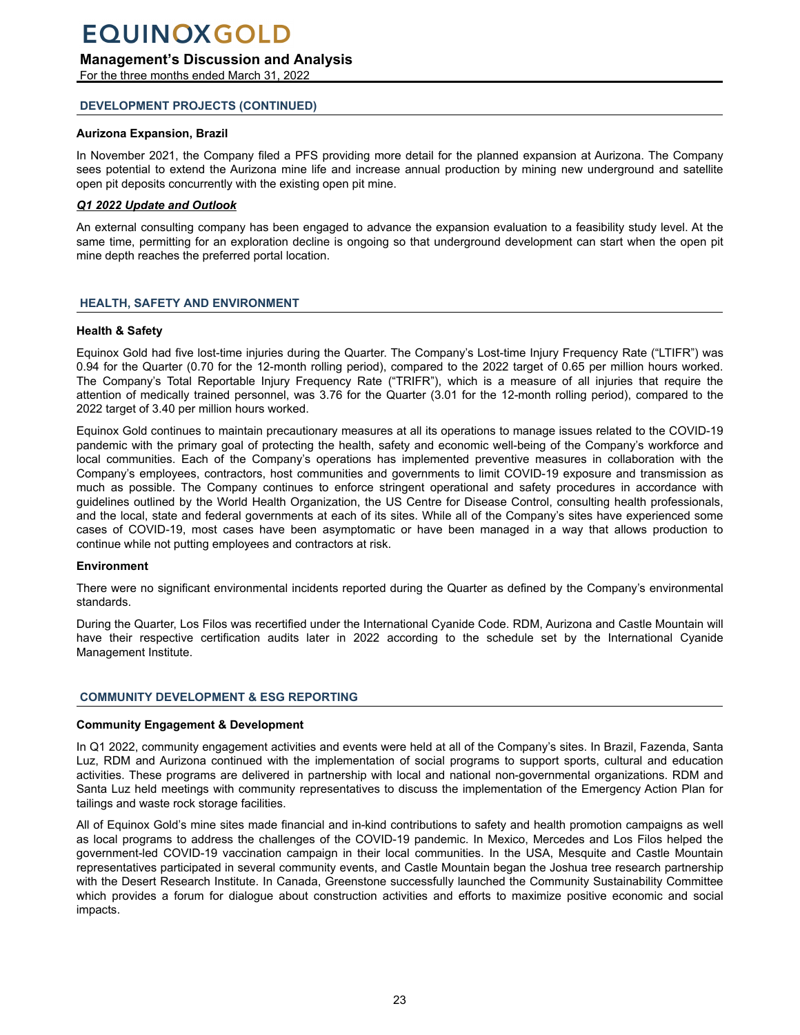## DEVELOPMENT PROJECTS (CONTINUED)

### Aurizona Expansion, Brazil

In November 2021, the Company filed a PFS providing more detail for the planned expansion at Aurizona. The Company sees potential to extend the Aurizona mine life and increase annual production by mining new underground and satellite open pit deposits concurrently with the existing open pit mine.

***Q1 2022 Update and Outlook***

An external consulting company has been engaged to advance the expansion evaluation to a feasibility study level. At the same time, permitting for an exploration decline is ongoing so that underground development can start when the open pit mine depth reaches the preferred portal location.

## HEALTH, SAFETY AND ENVIRONMENT

### Health & Safety

Equinox Gold had five lost-time injuries during the Quarter. The Company's Lost-time Injury Frequency Rate ("LTIFR") was 0.94 for the Quarter (0.70 for the 12-month rolling period), compared to the 2022 target of 0.65 per million hours worked. The Company's Total Reportable Injury Frequency Rate ("TRIFR"), which is a measure of all injuries that require the attention of medically trained personnel, was 3.76 for the Quarter (3.01 for the 12-month rolling period), compared to the 2022 target of 3.40 per million hours worked.

Equinox Gold continues to maintain precautionary measures at all its operations to manage issues related to the COVID-19 pandemic with the primary goal of protecting the health, safety and economic well-being of the Company's workforce and local communities. Each of the Company's operations has implemented preventive measures in collaboration with the Company's employees, contractors, host communities and governments to limit COVID-19 exposure and transmission as much as possible. The Company continues to enforce stringent operational and safety procedures in accordance with guidelines outlined by the World Health Organization, the US Centre for Disease Control, consulting health professionals, and the local, state and federal governments at each of its sites. While all of the Company's sites have experienced some cases of COVID-19, most cases have been asymptomatic or have been managed in a way that allows production to continue while not putting employees and contractors at risk.

### Environment

There were no significant environmental incidents reported during the Quarter as defined by the Company's environmental standards.

During the Quarter, Los Filos was recertified under the International Cyanide Code. RDM, Aurizona and Castle Mountain will have their respective certification audits later in 2022 according to the schedule set by the International Cyanide Management Institute.

## COMMUNITY DEVELOPMENT & ESG REPORTING

### Community Engagement & Development

In Q1 2022, community engagement activities and events were held at all of the Company's sites. In Brazil, Fazenda, Santa Luz, RDM and Aurizona continued with the implementation of social programs to support sports, cultural and education activities. These programs are delivered in partnership with local and national non-governmental organizations. RDM and Santa Luz held meetings with community representatives to discuss the implementation of the Emergency Action Plan for tailings and waste rock storage facilities.

All of Equinox Gold's mine sites made financial and in-kind contributions to safety and health promotion campaigns as well as local programs to address the challenges of the COVID-19 pandemic. In Mexico, Mercedes and Los Filos helped the government-led COVID-19 vaccination campaign in their local communities. In the USA, Mesquite and Castle Mountain representatives participated in several community events, and Castle Mountain began the Joshua tree research partnership with the Desert Research Institute. In Canada, Greenstone successfully launched the Community Sustainability Committee which provides a forum for dialogue about construction activities and efforts to maximize positive economic and social impacts.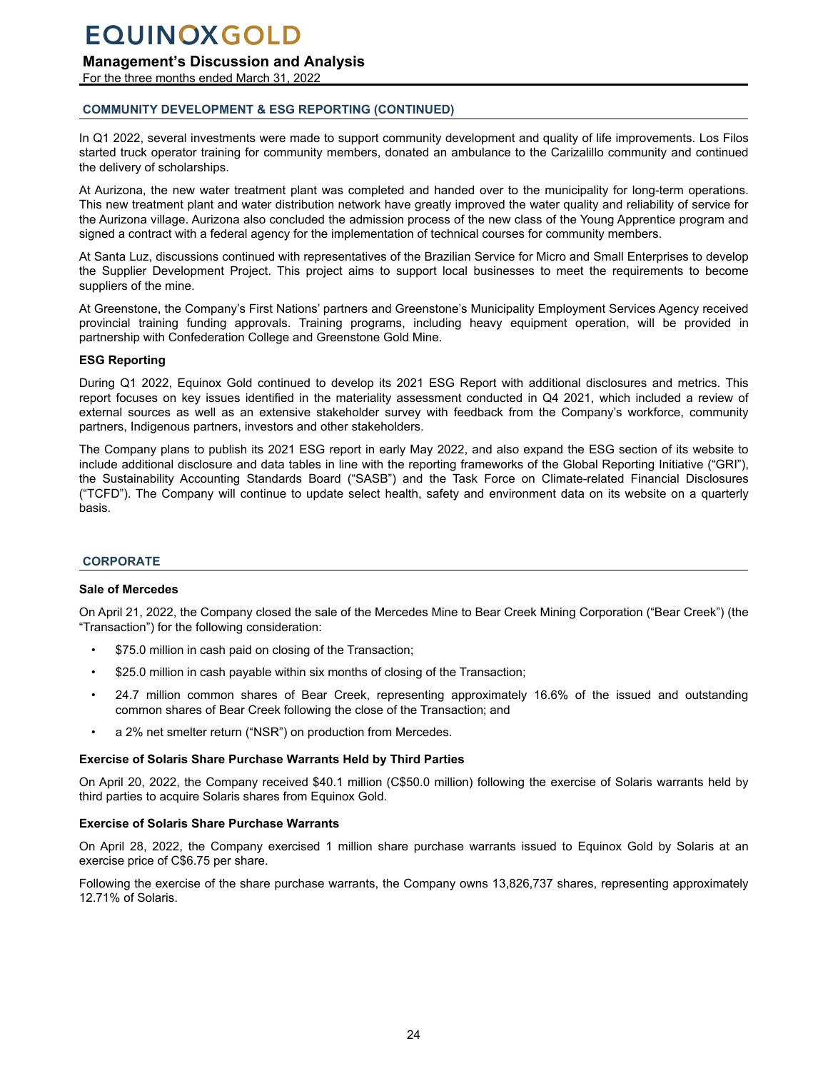## COMMUNITY DEVELOPMENT & ESG REPORTING (CONTINUED)

In Q1 2022, several investments were made to support community development and quality of life improvements. Los Filos started truck operator training for community members, donated an ambulance to the Carizalillo community and continued the delivery of scholarships.

At Aurizona, the new water treatment plant was completed and handed over to the municipality for long-term operations. This new treatment plant and water distribution network have greatly improved the water quality and reliability of service for the Aurizona village. Aurizona also concluded the admission process of the new class of the Young Apprentice program and signed a contract with a federal agency for the implementation of technical courses for community members.

At Santa Luz, discussions continued with representatives of the Brazilian Service for Micro and Small Enterprises to develop the Supplier Development Project. This project aims to support local businesses to meet the requirements to become suppliers of the mine.

At Greenstone, the Company's First Nations' partners and Greenstone's Municipality Employment Services Agency received provincial training funding approvals. Training programs, including heavy equipment operation, will be provided in partnership with Confederation College and Greenstone Gold Mine.

### ESG Reporting

During Q1 2022, Equinox Gold continued to develop its 2021 ESG Report with additional disclosures and metrics. This report focuses on key issues identified in the materiality assessment conducted in Q4 2021, which included a review of external sources as well as an extensive stakeholder survey with feedback from the Company's workforce, community partners, Indigenous partners, investors and other stakeholders.

The Company plans to publish its 2021 ESG report in early May 2022, and also expand the ESG section of its website to include additional disclosure and data tables in line with the reporting frameworks of the Global Reporting Initiative ("GRI"), the Sustainability Accounting Standards Board ("SASB") and the Task Force on Climate-related Financial Disclosures ("TCFD"). The Company will continue to update select health, safety and environment data on its website on a quarterly basis.

## CORPORATE

### Sale of Mercedes

On April 21, 2022, the Company closed the sale of the Mercedes Mine to Bear Creek Mining Corporation ("Bear Creek") (the "Transaction") for the following consideration:

- $75.0 million in cash paid on closing of the Transaction;
- $25.0 million in cash payable within six months of closing of the Transaction;
- 24.7 million common shares of Bear Creek, representing approximately 16.6% of the issued and outstanding common shares of Bear Creek following the close of the Transaction; and
- a 2% net smelter return ("NSR") on production from Mercedes.

### Exercise of Solaris Share Purchase Warrants Held by Third Parties

On April 20, 2022, the Company received $40.1 million (C$50.0 million) following the exercise of Solaris warrants held by third parties to acquire Solaris shares from Equinox Gold.

### Exercise of Solaris Share Purchase Warrants

On April 28, 2022, the Company exercised 1 million share purchase warrants issued to Equinox Gold by Solaris at an exercise price of C$6.75 per share.

Following the exercise of the share purchase warrants, the Company owns 13,826,737 shares, representing approximately 12.71% of Solaris.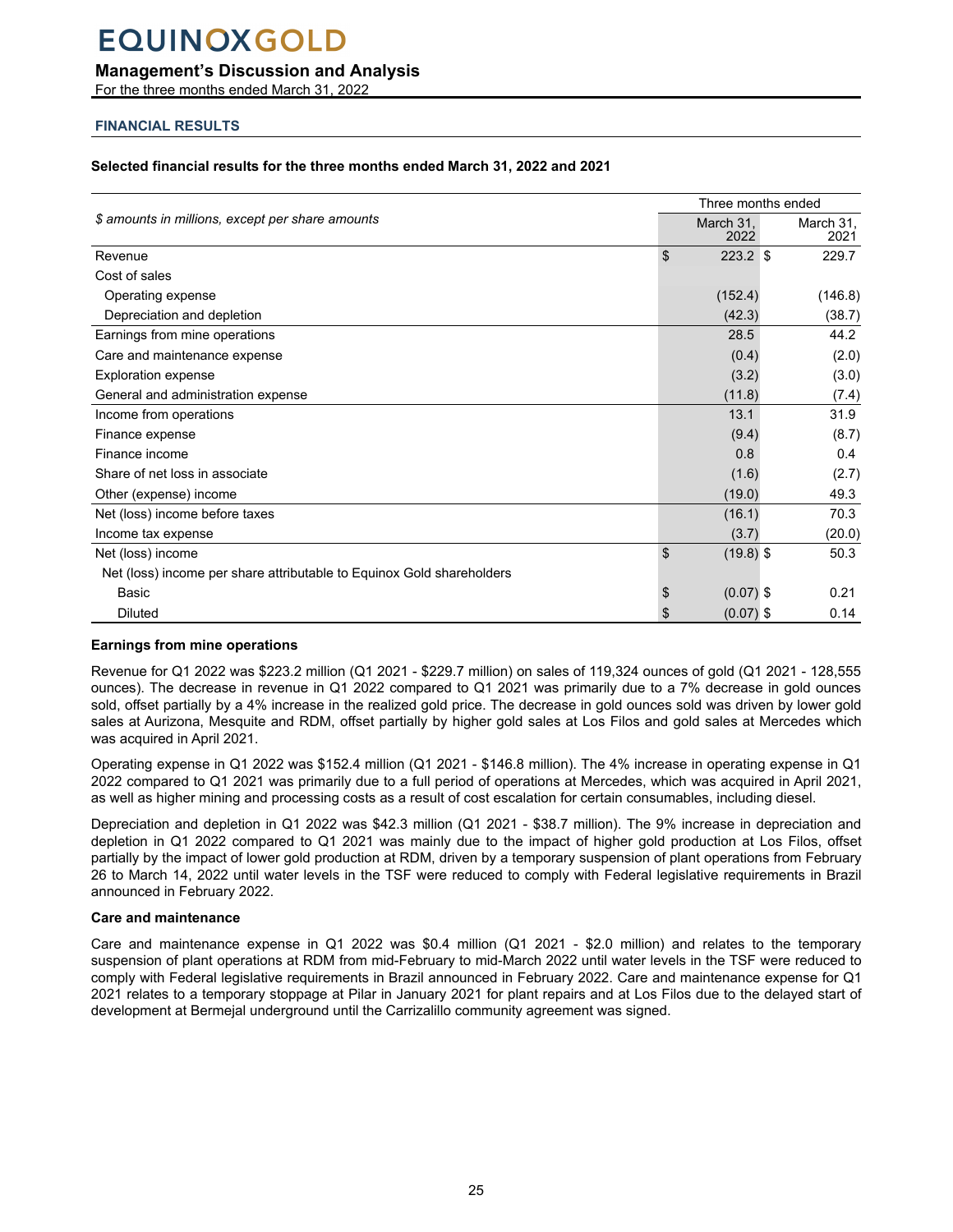## FINANCIAL RESULTS

**Selected financial results for the three months ended March 31, 2022 and 2021**

| *$ amounts in millions, except per share amounts* | Three months ended March 31, 2022 | Three months ended March 31, 2021 |
|---|---|---|
| Revenue | $ 223.2 | $ 229.7 |
| Cost of sales | | |
| Operating expense | (152.4) | (146.8) |
| Depreciation and depletion | (42.3) | (38.7) |
| Earnings from mine operations | 28.5 | 44.2 |
| Care and maintenance expense | (0.4) | (2.0) |
| Exploration expense | (3.2) | (3.0) |
| General and administration expense | (11.8) | (7.4) |
| Income from operations | 13.1 | 31.9 |
| Finance expense | (9.4) | (8.7) |
| Finance income | 0.8 | 0.4 |
| Share of net loss in associate | (1.6) | (2.7) |
| Other (expense) income | (19.0) | 49.3 |
| Net (loss) income before taxes | (16.1) | 70.3 |
| Income tax expense | (3.7) | (20.0) |
| Net (loss) income | $ (19.8) | $ 50.3 |
| Net (loss) income per share attributable to Equinox Gold shareholders | | |
| Basic | $ (0.07) | $ 0.21 |
| Diluted | $ (0.07) | $ 0.14 |

**Earnings from mine operations**

Revenue for Q1 2022 was $223.2 million (Q1 2021 - $229.7 million) on sales of 119,324 ounces of gold (Q1 2021 - 128,555 ounces). The decrease in revenue in Q1 2022 compared to Q1 2021 was primarily due to a 7% decrease in gold ounces sold, offset partially by a 4% increase in the realized gold price. The decrease in gold ounces sold was driven by lower gold sales at Aurizona, Mesquite and RDM, offset partially by higher gold sales at Los Filos and gold sales at Mercedes which was acquired in April 2021.

Operating expense in Q1 2022 was $152.4 million (Q1 2021 - $146.8 million). The 4% increase in operating expense in Q1 2022 compared to Q1 2021 was primarily due to a full period of operations at Mercedes, which was acquired in April 2021, as well as higher mining and processing costs as a result of cost escalation for certain consumables, including diesel.

Depreciation and depletion in Q1 2022 was $42.3 million (Q1 2021 - $38.7 million). The 9% increase in depreciation and depletion in Q1 2022 compared to Q1 2021 was mainly due to the impact of higher gold production at Los Filos, offset partially by the impact of lower gold production at RDM, driven by a temporary suspension of plant operations from February 26 to March 14, 2022 until water levels in the TSF were reduced to comply with Federal legislative requirements in Brazil announced in February 2022.

**Care and maintenance**

Care and maintenance expense in Q1 2022 was $0.4 million (Q1 2021 - $2.0 million) and relates to the temporary suspension of plant operations at RDM from mid-February to mid-March 2022 until water levels in the TSF were reduced to comply with Federal legislative requirements in Brazil announced in February 2022. Care and maintenance expense for Q1 2021 relates to a temporary stoppage at Pilar in January 2021 for plant repairs and at Los Filos due to the delayed start of development at Bermejal underground until the Carrizalillo community agreement was signed.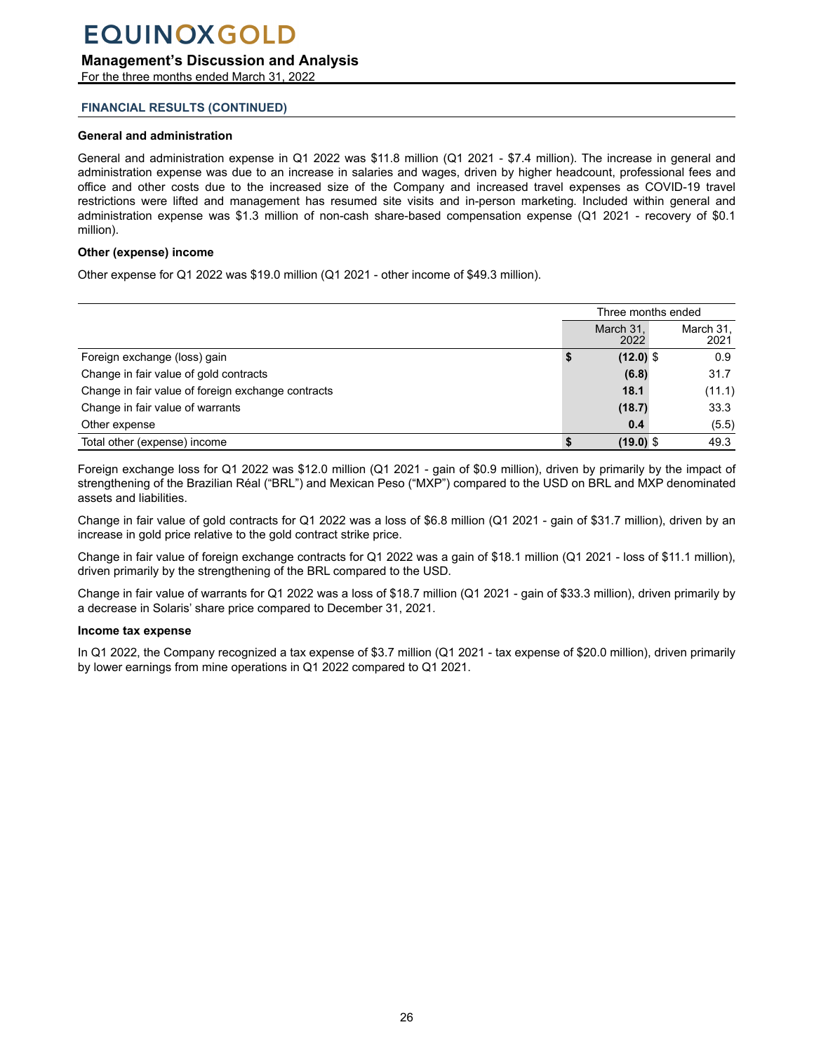### FINANCIAL RESULTS (CONTINUED)

#### General and administration

General and administration expense in Q1 2022 was $11.8 million (Q1 2021 - $7.4 million). The increase in general and administration expense was due to an increase in salaries and wages, driven by higher headcount, professional fees and office and other costs due to the increased size of the Company and increased travel expenses as COVID-19 travel restrictions were lifted and management has resumed site visits and in-person marketing. Included within general and administration expense was $1.3 million of non-cash share-based compensation expense (Q1 2021 - recovery of $0.1 million).

#### Other (expense) income

Other expense for Q1 2022 was $19.0 million (Q1 2021 - other income of $49.3 million).

| | Three months ended | |
|---|---|---|
| | March 31, 2022 | March 31, 2021 |
| Foreign exchange (loss) gain | **$ (12.0)** | $ 0.9 |
| Change in fair value of gold contracts | **(6.8)** | 31.7 |
| Change in fair value of foreign exchange contracts | **18.1** | (11.1) |
| Change in fair value of warrants | **(18.7)** | 33.3 |
| Other expense | **0.4** | (5.5) |
| Total other (expense) income | **$ (19.0)** | $ 49.3 |

Foreign exchange loss for Q1 2022 was $12.0 million (Q1 2021 - gain of $0.9 million), driven by primarily by the impact of strengthening of the Brazilian Réal ("BRL") and Mexican Peso ("MXP") compared to the USD on BRL and MXP denominated assets and liabilities.

Change in fair value of gold contracts for Q1 2022 was a loss of $6.8 million (Q1 2021 - gain of $31.7 million), driven by an increase in gold price relative to the gold contract strike price.

Change in fair value of foreign exchange contracts for Q1 2022 was a gain of $18.1 million (Q1 2021 - loss of $11.1 million), driven primarily by the strengthening of the BRL compared to the USD.

Change in fair value of warrants for Q1 2022 was a loss of $18.7 million (Q1 2021 - gain of $33.3 million), driven primarily by a decrease in Solaris' share price compared to December 31, 2021.

#### Income tax expense

In Q1 2022, the Company recognized a tax expense of $3.7 million (Q1 2021 - tax expense of $20.0 million), driven primarily by lower earnings from mine operations in Q1 2022 compared to Q1 2021.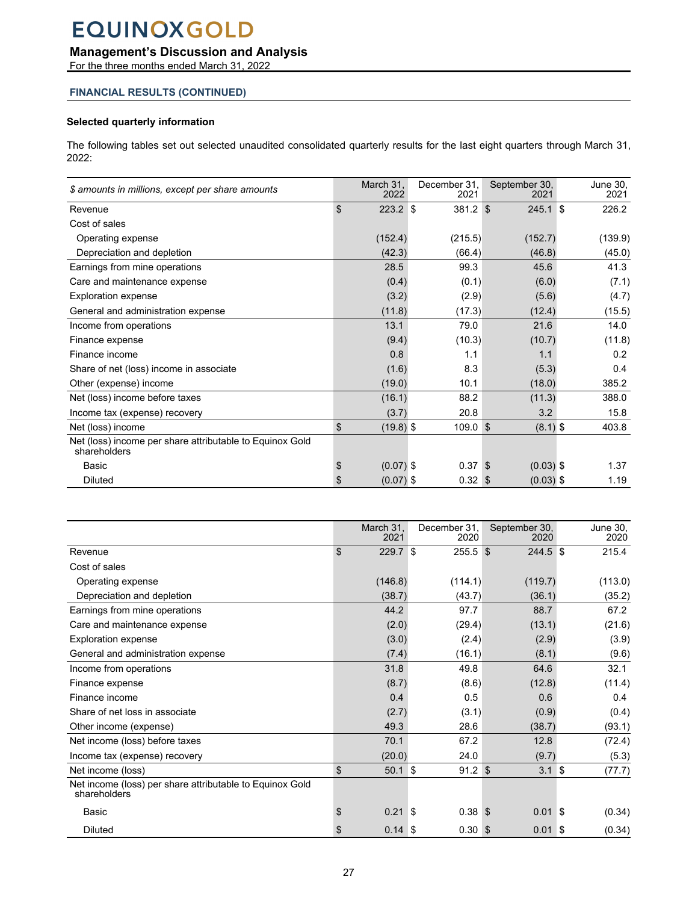# EQUINOX GOLD

## Management's Discussion and Analysis

For the three months ended March 31, 2022

### FINANCIAL RESULTS (CONTINUED)

**Selected quarterly information**

The following tables set out selected unaudited consolidated quarterly results for the last eight quarters through March 31, 2022:

| *$ amounts in millions, except per share amounts* | March 31, 2022 | December 31, 2021 | September 30, 2021 | June 30, 2021 |
|---|---|---|---|---|
| Revenue | $ 223.2 | $ 381.2 | $ 245.1 | $ 226.2 |
| Cost of sales | | | | |
| Operating expense | (152.4) | (215.5) | (152.7) | (139.9) |
| Depreciation and depletion | (42.3) | (66.4) | (46.8) | (45.0) |
| Earnings from mine operations | 28.5 | 99.3 | 45.6 | 41.3 |
| Care and maintenance expense | (0.4) | (0.1) | (6.0) | (7.1) |
| Exploration expense | (3.2) | (2.9) | (5.6) | (4.7) |
| General and administration expense | (11.8) | (17.3) | (12.4) | (15.5) |
| Income from operations | 13.1 | 79.0 | 21.6 | 14.0 |
| Finance expense | (9.4) | (10.3) | (10.7) | (11.8) |
| Finance income | 0.8 | 1.1 | 1.1 | 0.2 |
| Share of net (loss) income in associate | (1.6) | 8.3 | (5.3) | 0.4 |
| Other (expense) income | (19.0) | 10.1 | (18.0) | 385.2 |
| Net (loss) income before taxes | (16.1) | 88.2 | (11.3) | 388.0 |
| Income tax (expense) recovery | (3.7) | 20.8 | 3.2 | 15.8 |
| Net (loss) income | $ (19.8) | $ 109.0 | $ (8.1) | $ 403.8 |
| Net (loss) income per share attributable to Equinox Gold shareholders | | | | |
| Basic | $ (0.07) | $ 0.37 | $ (0.03) | $ 1.37 |
| Diluted | $ (0.07) | $ 0.32 | $ (0.03) | $ 1.19 |

| | March 31, 2021 | December 31, 2020 | September 30, 2020 | June 30, 2020 |
|---|---|---|---|---|
| Revenue | $ 229.7 | $ 255.5 | $ 244.5 | $ 215.4 |
| Cost of sales | | | | |
| Operating expense | (146.8) | (114.1) | (119.7) | (113.0) |
| Depreciation and depletion | (38.7) | (43.7) | (36.1) | (35.2) |
| Earnings from mine operations | 44.2 | 97.7 | 88.7 | 67.2 |
| Care and maintenance expense | (2.0) | (29.4) | (13.1) | (21.6) |
| Exploration expense | (3.0) | (2.4) | (2.9) | (3.9) |
| General and administration expense | (7.4) | (16.1) | (8.1) | (9.6) |
| Income from operations | 31.8 | 49.8 | 64.6 | 32.1 |
| Finance expense | (8.7) | (8.6) | (12.8) | (11.4) |
| Finance income | 0.4 | 0.5 | 0.6 | 0.4 |
| Share of net loss in associate | (2.7) | (3.1) | (0.9) | (0.4) |
| Other income (expense) | 49.3 | 28.6 | (38.7) | (93.1) |
| Net income (loss) before taxes | 70.1 | 67.2 | 12.8 | (72.4) |
| Income tax (expense) recovery | (20.0) | 24.0 | (9.7) | (5.3) |
| Net income (loss) | $ 50.1 | $ 91.2 | $ 3.1 | $ (77.7) |
| Net income (loss) per share attributable to Equinox Gold shareholders | | | | |
| Basic | $ 0.21 | $ 0.38 | $ 0.01 | $ (0.34) |
| Diluted | $ 0.14 | $ 0.30 | $ 0.01 | $ (0.34) |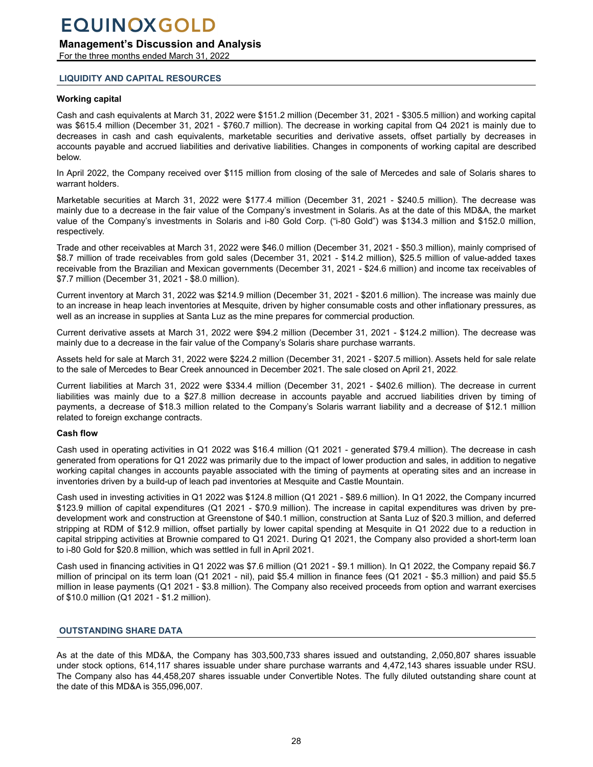## LIQUIDITY AND CAPITAL RESOURCES

### Working capital

Cash and cash equivalents at March 31, 2022 were $151.2 million (December 31, 2021 - $305.5 million) and working capital was $615.4 million (December 31, 2021 - $760.7 million). The decrease in working capital from Q4 2021 is mainly due to decreases in cash and cash equivalents, marketable securities and derivative assets, offset partially by decreases in accounts payable and accrued liabilities and derivative liabilities. Changes in components of working capital are described below.

In April 2022, the Company received over $115 million from closing of the sale of Mercedes and sale of Solaris shares to warrant holders.

Marketable securities at March 31, 2022 were $177.4 million (December 31, 2021 - $240.5 million). The decrease was mainly due to a decrease in the fair value of the Company's investment in Solaris. As at the date of this MD&A, the market value of the Company's investments in Solaris and i-80 Gold Corp. ("i-80 Gold") was $134.3 million and $152.0 million, respectively.

Trade and other receivables at March 31, 2022 were $46.0 million (December 31, 2021 - $50.3 million), mainly comprised of $8.7 million of trade receivables from gold sales (December 31, 2021 - $14.2 million), $25.5 million of value-added taxes receivable from the Brazilian and Mexican governments (December 31, 2021 - $24.6 million) and income tax receivables of $7.7 million (December 31, 2021 - $8.0 million).

Current inventory at March 31, 2022 was $214.9 million (December 31, 2021 - $201.6 million). The increase was mainly due to an increase in heap leach inventories at Mesquite, driven by higher consumable costs and other inflationary pressures, as well as an increase in supplies at Santa Luz as the mine prepares for commercial production.

Current derivative assets at March 31, 2022 were $94.2 million (December 31, 2021 - $124.2 million). The decrease was mainly due to a decrease in the fair value of the Company's Solaris share purchase warrants.

Assets held for sale at March 31, 2022 were $224.2 million (December 31, 2021 - $207.5 million). Assets held for sale relate to the sale of Mercedes to Bear Creek announced in December 2021. The sale closed on April 21, 2022.

Current liabilities at March 31, 2022 were $334.4 million (December 31, 2021 - $402.6 million). The decrease in current liabilities was mainly due to a $27.8 million decrease in accounts payable and accrued liabilities driven by timing of payments, a decrease of $18.3 million related to the Company's Solaris warrant liability and a decrease of $12.1 million related to foreign exchange contracts.

### Cash flow

Cash used in operating activities in Q1 2022 was $16.4 million (Q1 2021 - generated $79.4 million). The decrease in cash generated from operations for Q1 2022 was primarily due to the impact of lower production and sales, in addition to negative working capital changes in accounts payable associated with the timing of payments at operating sites and an increase in inventories driven by a build-up of leach pad inventories at Mesquite and Castle Mountain.

Cash used in investing activities in Q1 2022 was $124.8 million (Q1 2021 - $89.6 million). In Q1 2022, the Company incurred $123.9 million of capital expenditures (Q1 2021 - $70.9 million). The increase in capital expenditures was driven by pre-development work and construction at Greenstone of $40.1 million, construction at Santa Luz of $20.3 million, and deferred stripping at RDM of $12.9 million, offset partially by lower capital spending at Mesquite in Q1 2022 due to a reduction in capital stripping activities at Brownie compared to Q1 2021. During Q1 2021, the Company also provided a short-term loan to i-80 Gold for $20.8 million, which was settled in full in April 2021.

Cash used in financing activities in Q1 2022 was $7.6 million (Q1 2021 - $9.1 million). In Q1 2022, the Company repaid $6.7 million of principal on its term loan (Q1 2021 - nil), paid $5.4 million in finance fees (Q1 2021 - $5.3 million) and paid $5.5 million in lease payments (Q1 2021 - $3.8 million). The Company also received proceeds from option and warrant exercises of $10.0 million (Q1 2021 - $1.2 million).

## OUTSTANDING SHARE DATA

As at the date of this MD&A, the Company has 303,500,733 shares issued and outstanding, 2,050,807 shares issuable under stock options, 614,117 shares issuable under share purchase warrants and 4,472,143 shares issuable under RSU. The Company also has 44,458,207 shares issuable under Convertible Notes. The fully diluted outstanding share count at the date of this MD&A is 355,096,007.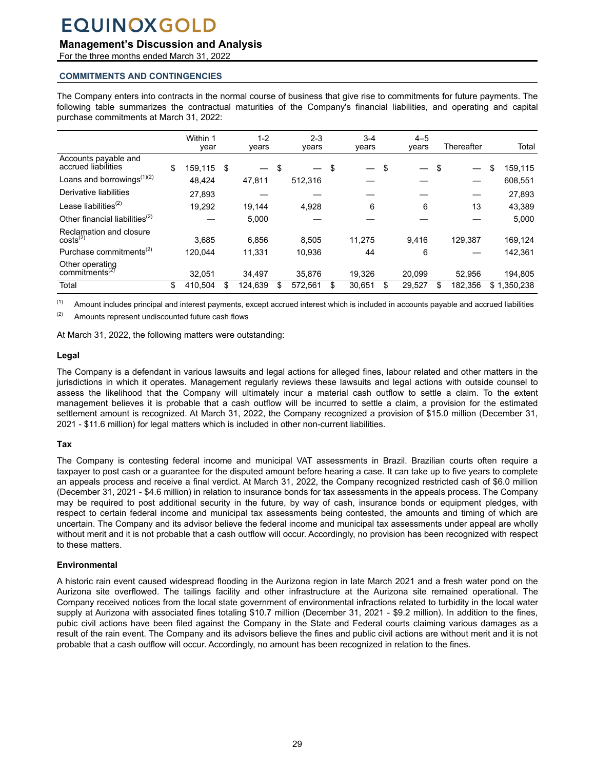## COMMITMENTS AND CONTINGENCIES

The Company enters into contracts in the normal course of business that give rise to commitments for future payments. The following table summarizes the contractual maturities of the Company's financial liabilities, and operating and capital purchase commitments at March 31, 2022:

| | Within 1 year | 1-2 years | 2-3 years | 3-4 years | 4–5 years | Thereafter | Total |
|---|---|---|---|---|---|---|---|
| Accounts payable and accrued liabilities | $ 159,115 | $ — | $ — | $ — | $ — | $ — | $ 159,115 |
| Loans and borrowings[(1)(2)] | 48,424 | 47,811 | 512,316 | — | — | — | 608,551 |
| Derivative liabilities | 27,893 | — | — | — | — | — | 27,893 |
| Lease liabilities[(2)] | 19,292 | 19,144 | 4,928 | 6 | 6 | 13 | 43,389 |
| Other financial liabilities[(2)] | — | 5,000 | — | — | — | — | 5,000 |
| Reclamation and closure costs[(2)] | 3,685 | 6,856 | 8,505 | 11,275 | 9,416 | 129,387 | 169,124 |
| Purchase commitments[(2)] | 120,044 | 11,331 | 10,936 | 44 | 6 | — | 142,361 |
| Other operating commitments[(2)] | 32,051 | 34,497 | 35,876 | 19,326 | 20,099 | 52,956 | 194,805 |
| Total | $ 410,504 | $ 124,639 | $ 572,561 | $ 30,651 | $ 29,527 | $ 182,356 | $ 1,350,238 |

(1) Amount includes principal and interest payments, except accrued interest which is included in accounts payable and accrued liabilities

(2) Amounts represent undiscounted future cash flows

At March 31, 2022, the following matters were outstanding:

### Legal

The Company is a defendant in various lawsuits and legal actions for alleged fines, labour related and other matters in the jurisdictions in which it operates. Management regularly reviews these lawsuits and legal actions with outside counsel to assess the likelihood that the Company will ultimately incur a material cash outflow to settle a claim. To the extent management believes it is probable that a cash outflow will be incurred to settle a claim, a provision for the estimated settlement amount is recognized. At March 31, 2022, the Company recognized a provision of $15.0 million (December 31, 2021 - $11.6 million) for legal matters which is included in other non-current liabilities.

### Tax

The Company is contesting federal income and municipal VAT assessments in Brazil. Brazilian courts often require a taxpayer to post cash or a guarantee for the disputed amount before hearing a case. It can take up to five years to complete an appeals process and receive a final verdict. At March 31, 2022, the Company recognized restricted cash of $6.0 million (December 31, 2021 - $4.6 million) in relation to insurance bonds for tax assessments in the appeals process. The Company may be required to post additional security in the future, by way of cash, insurance bonds or equipment pledges, with respect to certain federal income and municipal tax assessments being contested, the amounts and timing of which are uncertain. The Company and its advisor believe the federal income and municipal tax assessments under appeal are wholly without merit and it is not probable that a cash outflow will occur. Accordingly, no provision has been recognized with respect to these matters.

### Environmental

A historic rain event caused widespread flooding in the Aurizona region in late March 2021 and a fresh water pond on the Aurizona site overflowed. The tailings facility and other infrastructure at the Aurizona site remained operational. The Company received notices from the local state government of environmental infractions related to turbidity in the local water supply at Aurizona with associated fines totaling $10.7 million (December 31, 2021 - $9.2 million). In addition to the fines, pubic civil actions have been filed against the Company in the State and Federal courts claiming various damages as a result of the rain event. The Company and its advisors believe the fines and public civil actions are without merit and it is not probable that a cash outflow will occur. Accordingly, no amount has been recognized in relation to the fines.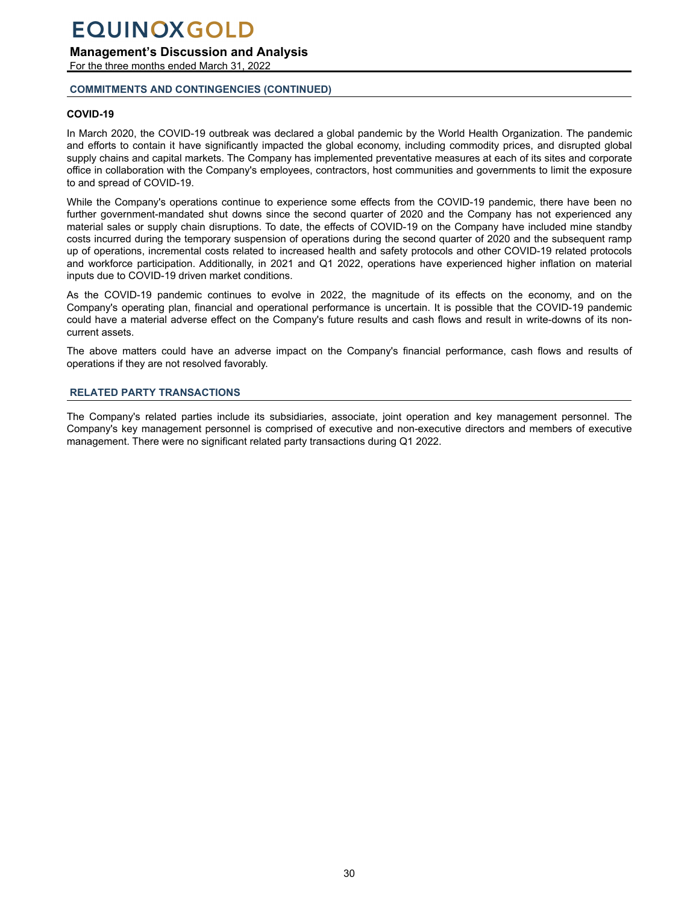## COMMITMENTS AND CONTINGENCIES (CONTINUED)

### COVID-19

In March 2020, the COVID-19 outbreak was declared a global pandemic by the World Health Organization. The pandemic and efforts to contain it have significantly impacted the global economy, including commodity prices, and disrupted global supply chains and capital markets. The Company has implemented preventative measures at each of its sites and corporate office in collaboration with the Company's employees, contractors, host communities and governments to limit the exposure to and spread of COVID-19.

While the Company's operations continue to experience some effects from the COVID-19 pandemic, there have been no further government-mandated shut downs since the second quarter of 2020 and the Company has not experienced any material sales or supply chain disruptions. To date, the effects of COVID-19 on the Company have included mine standby costs incurred during the temporary suspension of operations during the second quarter of 2020 and the subsequent ramp up of operations, incremental costs related to increased health and safety protocols and other COVID-19 related protocols and workforce participation. Additionally, in 2021 and Q1 2022, operations have experienced higher inflation on material inputs due to COVID-19 driven market conditions.

As the COVID-19 pandemic continues to evolve in 2022, the magnitude of its effects on the economy, and on the Company's operating plan, financial and operational performance is uncertain. It is possible that the COVID-19 pandemic could have a material adverse effect on the Company's future results and cash flows and result in write-downs of its non-current assets.

The above matters could have an adverse impact on the Company's financial performance, cash flows and results of operations if they are not resolved favorably.

## RELATED PARTY TRANSACTIONS

The Company's related parties include its subsidiaries, associate, joint operation and key management personnel. The Company's key management personnel is comprised of executive and non-executive directors and members of executive management. There were no significant related party transactions during Q1 2022.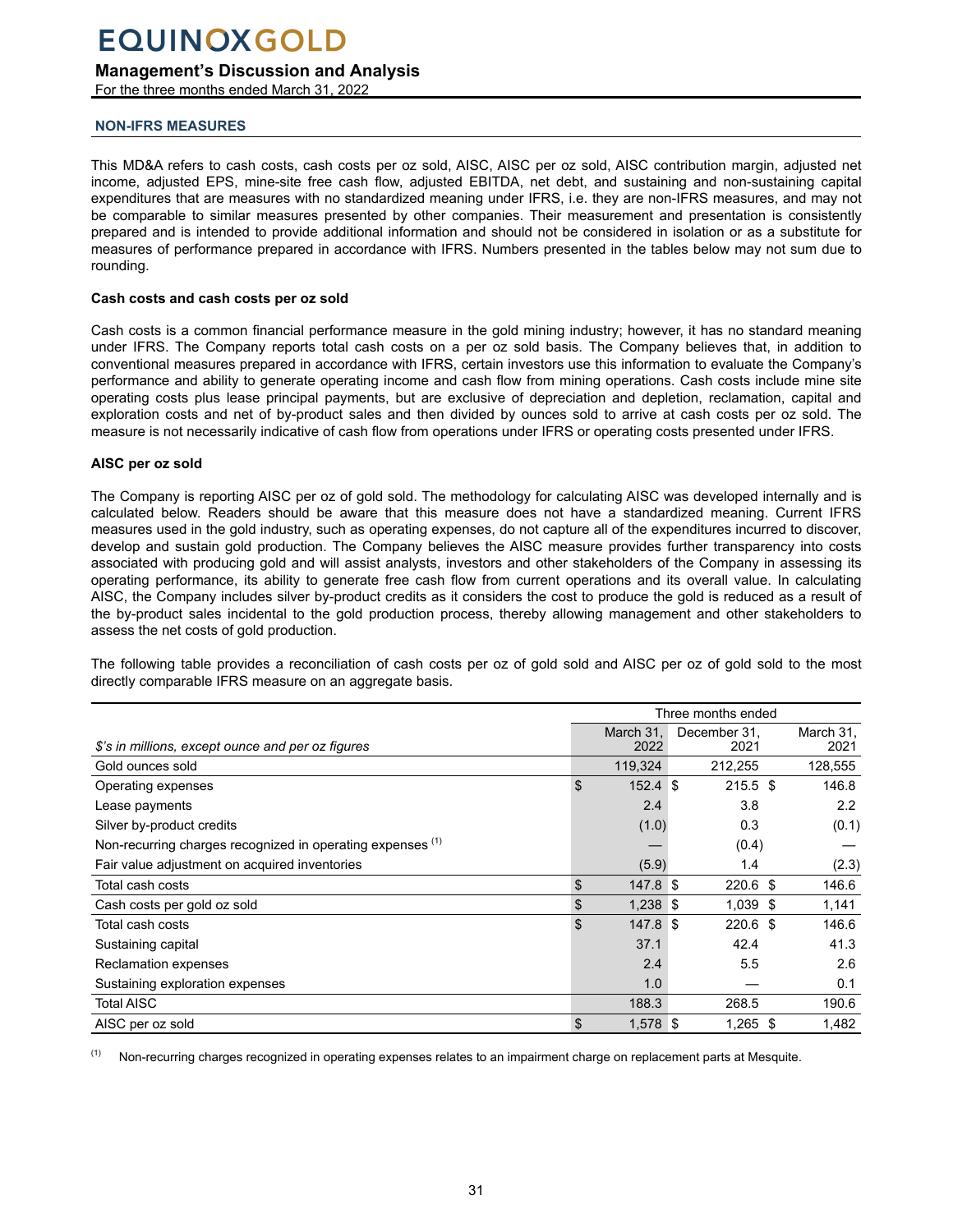## NON-IFRS MEASURES

This MD&A refers to cash costs, cash costs per oz sold, AISC, AISC per oz sold, AISC contribution margin, adjusted net income, adjusted EPS, mine-site free cash flow, adjusted EBITDA, net debt, and sustaining and non-sustaining capital expenditures that are measures with no standardized meaning under IFRS, i.e. they are non-IFRS measures, and may not be comparable to similar measures presented by other companies. Their measurement and presentation is consistently prepared and is intended to provide additional information and should not be considered in isolation or as a substitute for measures of performance prepared in accordance with IFRS. Numbers presented in the tables below may not sum due to rounding.

### Cash costs and cash costs per oz sold

Cash costs is a common financial performance measure in the gold mining industry; however, it has no standard meaning under IFRS. The Company reports total cash costs on a per oz sold basis. The Company believes that, in addition to conventional measures prepared in accordance with IFRS, certain investors use this information to evaluate the Company's performance and ability to generate operating income and cash flow from mining operations. Cash costs include mine site operating costs plus lease principal payments, but are exclusive of depreciation and depletion, reclamation, capital and exploration costs and net of by-product sales and then divided by ounces sold to arrive at cash costs per oz sold. The measure is not necessarily indicative of cash flow from operations under IFRS or operating costs presented under IFRS.

### AISC per oz sold

The Company is reporting AISC per oz of gold sold. The methodology for calculating AISC was developed internally and is calculated below. Readers should be aware that this measure does not have a standardized meaning. Current IFRS measures used in the gold industry, such as operating expenses, do not capture all of the expenditures incurred to discover, develop and sustain gold production. The Company believes the AISC measure provides further transparency into costs associated with producing gold and will assist analysts, investors and other stakeholders of the Company in assessing its operating performance, its ability to generate free cash flow from current operations and its overall value. In calculating AISC, the Company includes silver by-product credits as it considers the cost to produce the gold is reduced as a result of the by-product sales incidental to the gold production process, thereby allowing management and other stakeholders to assess the net costs of gold production.

The following table provides a reconciliation of cash costs per oz of gold sold and AISC per oz of gold sold to the most directly comparable IFRS measure on an aggregate basis.

| | Three months ended | | |
|---|---|---|---|
| *$'s in millions, except ounce and per oz figures* | March 31, 2022 | December 31, 2021 | March 31, 2021 |
| Gold ounces sold | 119,324 | 212,255 | 128,555 |
| Operating expenses | $ 152.4 | $ 215.5 | $ 146.8 |
| Lease payments | 2.4 | 3.8 | 2.2 |
| Silver by-product credits | (1.0) | 0.3 | (0.1) |
| Non-recurring charges recognized in operating expenses [(1)] | — | (0.4) | — |
| Fair value adjustment on acquired inventories | (5.9) | 1.4 | (2.3) |
| Total cash costs | $ 147.8 | $ 220.6 | $ 146.6 |
| Cash costs per gold oz sold | $ 1,238 | $ 1,039 | $ 1,141 |
| Total cash costs | $ 147.8 | $ 220.6 | $ 146.6 |
| Sustaining capital | 37.1 | 42.4 | 41.3 |
| Reclamation expenses | 2.4 | 5.5 | 2.6 |
| Sustaining exploration expenses | 1.0 | — | 0.1 |
| Total AISC | 188.3 | 268.5 | 190.6 |
| AISC per oz sold | $ 1,578 | $ 1,265 | $ 1,482 |

(1) Non-recurring charges recognized in operating expenses relates to an impairment charge on replacement parts at Mesquite.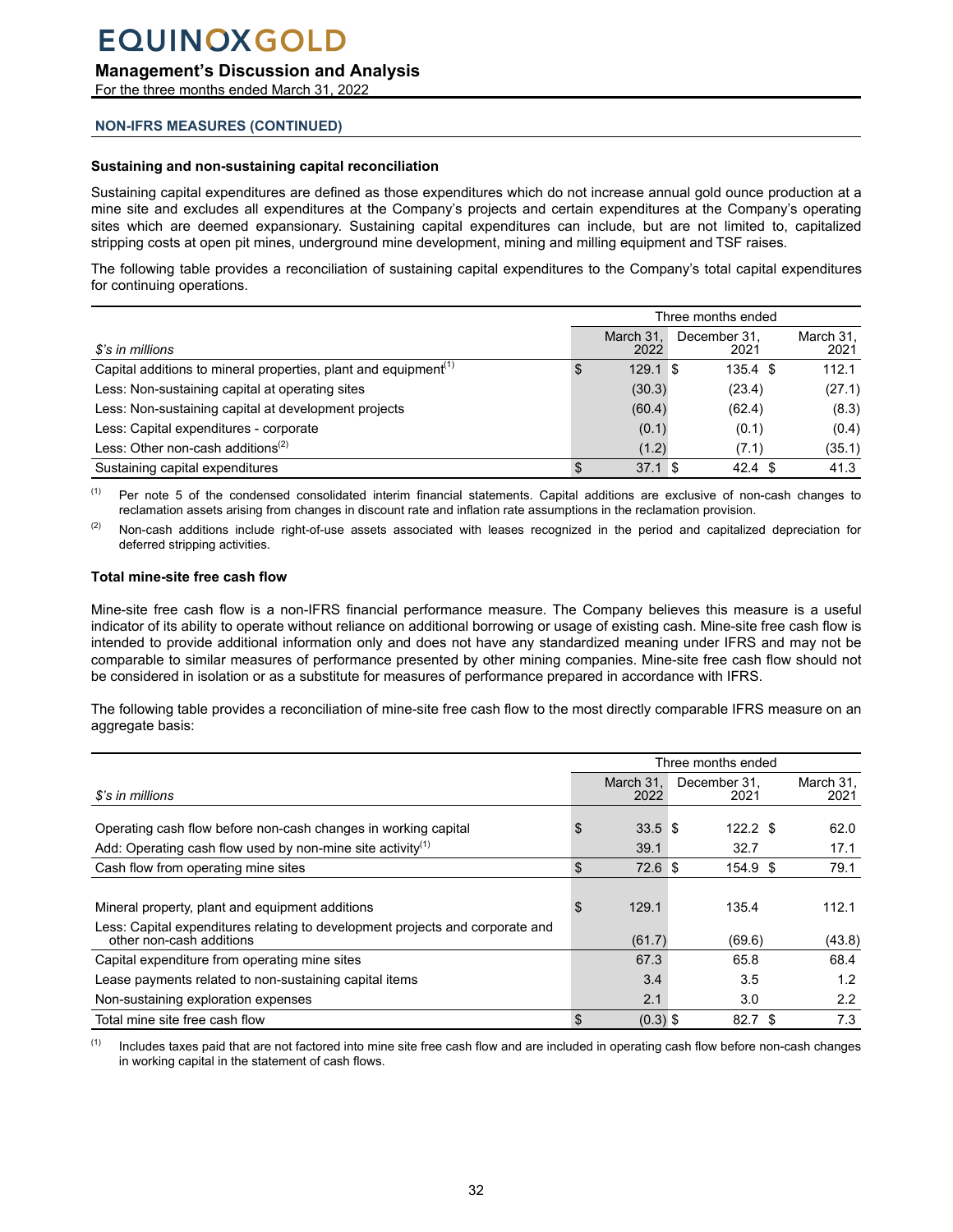# EQUINOX GOLD

## Management's Discussion and Analysis

For the three months ended March 31, 2022

### NON-IFRS MEASURES (CONTINUED)

**Sustaining and non-sustaining capital reconciliation**

Sustaining capital expenditures are defined as those expenditures which do not increase annual gold ounce production at a mine site and excludes all expenditures at the Company's projects and certain expenditures at the Company's operating sites which are deemed expansionary. Sustaining capital expenditures can include, but are not limited to, capitalized stripping costs at open pit mines, underground mine development, mining and milling equipment and TSF raises.

The following table provides a reconciliation of sustaining capital expenditures to the Company's total capital expenditures for continuing operations.

| | Three months ended | | |
|---|---|---|---|
| *$'s in millions* | March 31, 2022 | December 31, 2021 | March 31, 2021 |
| Capital additions to mineral properties, plant and equipment[(1)] | $ 129.1 | $ 135.4 | $ 112.1 |
| Less: Non-sustaining capital at operating sites | (30.3) | (23.4) | (27.1) |
| Less: Non-sustaining capital at development projects | (60.4) | (62.4) | (8.3) |
| Less: Capital expenditures - corporate | (0.1) | (0.1) | (0.4) |
| Less: Other non-cash additions[(2)] | (1.2) | (7.1) | (35.1) |
| Sustaining capital expenditures | $ 37.1 | $ 42.4 | $ 41.3 |

(1) Per note 5 of the condensed consolidated interim financial statements. Capital additions are exclusive of non-cash changes to reclamation assets arising from changes in discount rate and inflation rate assumptions in the reclamation provision.

(2) Non-cash additions include right-of-use assets associated with leases recognized in the period and capitalized depreciation for deferred stripping activities.

**Total mine-site free cash flow**

Mine-site free cash flow is a non-IFRS financial performance measure. The Company believes this measure is a useful indicator of its ability to operate without reliance on additional borrowing or usage of existing cash. Mine-site free cash flow is intended to provide additional information only and does not have any standardized meaning under IFRS and may not be comparable to similar measures of performance presented by other mining companies. Mine-site free cash flow should not be considered in isolation or as a substitute for measures of performance prepared in accordance with IFRS.

The following table provides a reconciliation of mine-site free cash flow to the most directly comparable IFRS measure on an aggregate basis:

| | Three months ended | | |
|---|---|---|---|
| *$'s in millions* | March 31, 2022 | December 31, 2021 | March 31, 2021 |
| Operating cash flow before non-cash changes in working capital | $ 33.5 | $ 122.2 | $ 62.0 |
| Add: Operating cash flow used by non-mine site activity[(1)] | 39.1 | 32.7 | 17.1 |
| Cash flow from operating mine sites | $ 72.6 | $ 154.9 | $ 79.1 |
| | | | |
| Mineral property, plant and equipment additions | $ 129.1 | 135.4 | 112.1 |
| Less: Capital expenditures relating to development projects and corporate and other non-cash additions | (61.7) | (69.6) | (43.8) |
| Capital expenditure from operating mine sites | 67.3 | 65.8 | 68.4 |
| Lease payments related to non-sustaining capital items | 3.4 | 3.5 | 1.2 |
| Non-sustaining exploration expenses | 2.1 | 3.0 | 2.2 |
| Total mine site free cash flow | $ (0.3) | $ 82.7 | $ 7.3 |

(1) Includes taxes paid that are not factored into mine site free cash flow and are included in operating cash flow before non-cash changes in working capital in the statement of cash flows.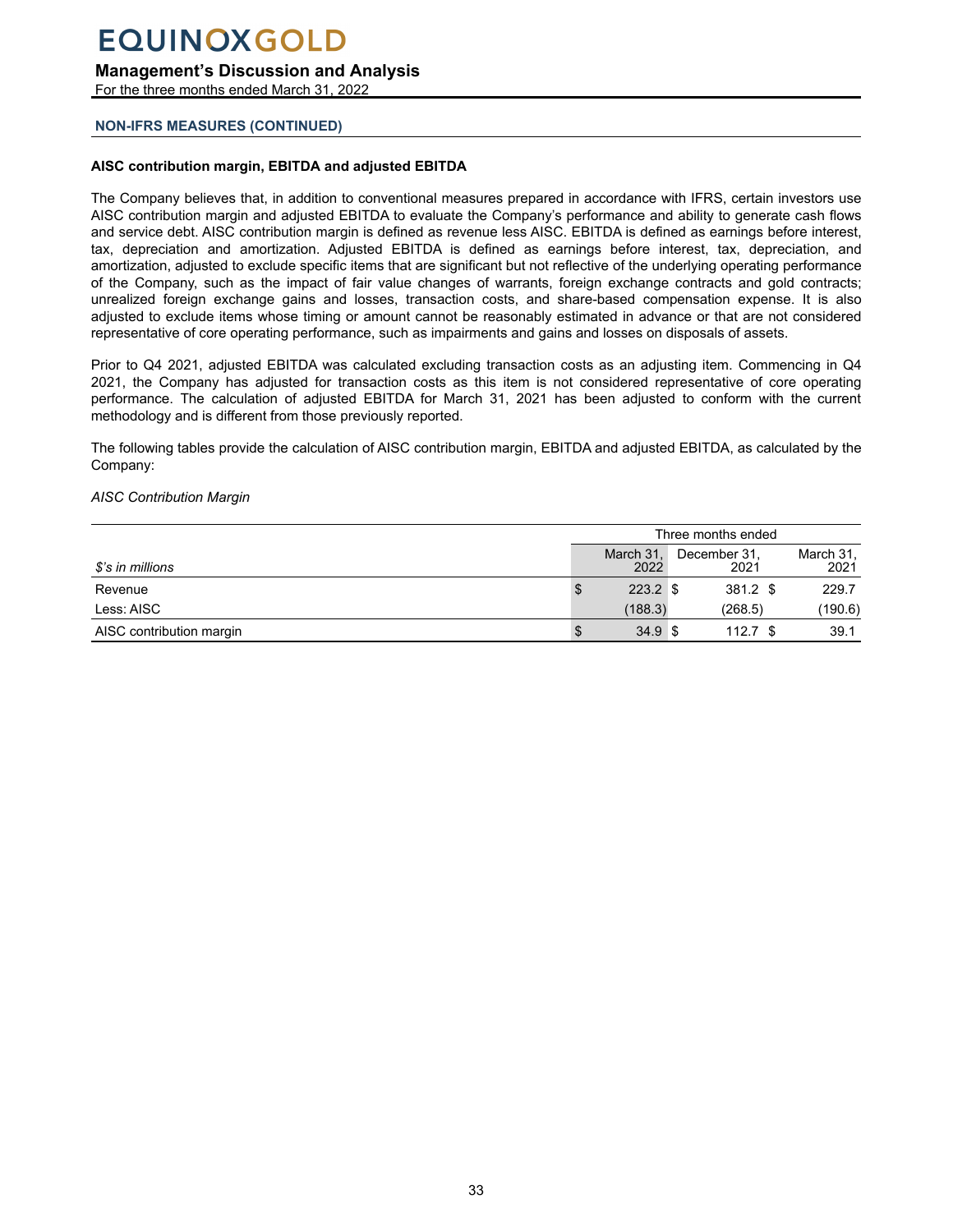## NON-IFRS MEASURES (CONTINUED)

### AISC contribution margin, EBITDA and adjusted EBITDA

The Company believes that, in addition to conventional measures prepared in accordance with IFRS, certain investors use AISC contribution margin and adjusted EBITDA to evaluate the Company's performance and ability to generate cash flows and service debt. AISC contribution margin is defined as revenue less AISC. EBITDA is defined as earnings before interest, tax, depreciation and amortization. Adjusted EBITDA is defined as earnings before interest, tax, depreciation, and amortization, adjusted to exclude specific items that are significant but not reflective of the underlying operating performance of the Company, such as the impact of fair value changes of warrants, foreign exchange contracts and gold contracts; unrealized foreign exchange gains and losses, transaction costs, and share-based compensation expense. It is also adjusted to exclude items whose timing or amount cannot be reasonably estimated in advance or that are not considered representative of core operating performance, such as impairments and gains and losses on disposals of assets.

Prior to Q4 2021, adjusted EBITDA was calculated excluding transaction costs as an adjusting item. Commencing in Q4 2021, the Company has adjusted for transaction costs as this item is not considered representative of core operating performance. The calculation of adjusted EBITDA for March 31, 2021 has been adjusted to conform with the current methodology and is different from those previously reported.

The following tables provide the calculation of AISC contribution margin, EBITDA and adjusted EBITDA, as calculated by the Company:

*AISC Contribution Margin*

| | Three months ended | | |
|---|---|---|---|
| *$'s in millions* | March 31, 2022 | December 31, 2021 | March 31, 2021 |
| Revenue | $ 223.2 | $ 381.2 | $ 229.7 |
| Less: AISC | (188.3) | (268.5) | (190.6) |
| AISC contribution margin | $ 34.9 | $ 112.7 | $ 39.1 |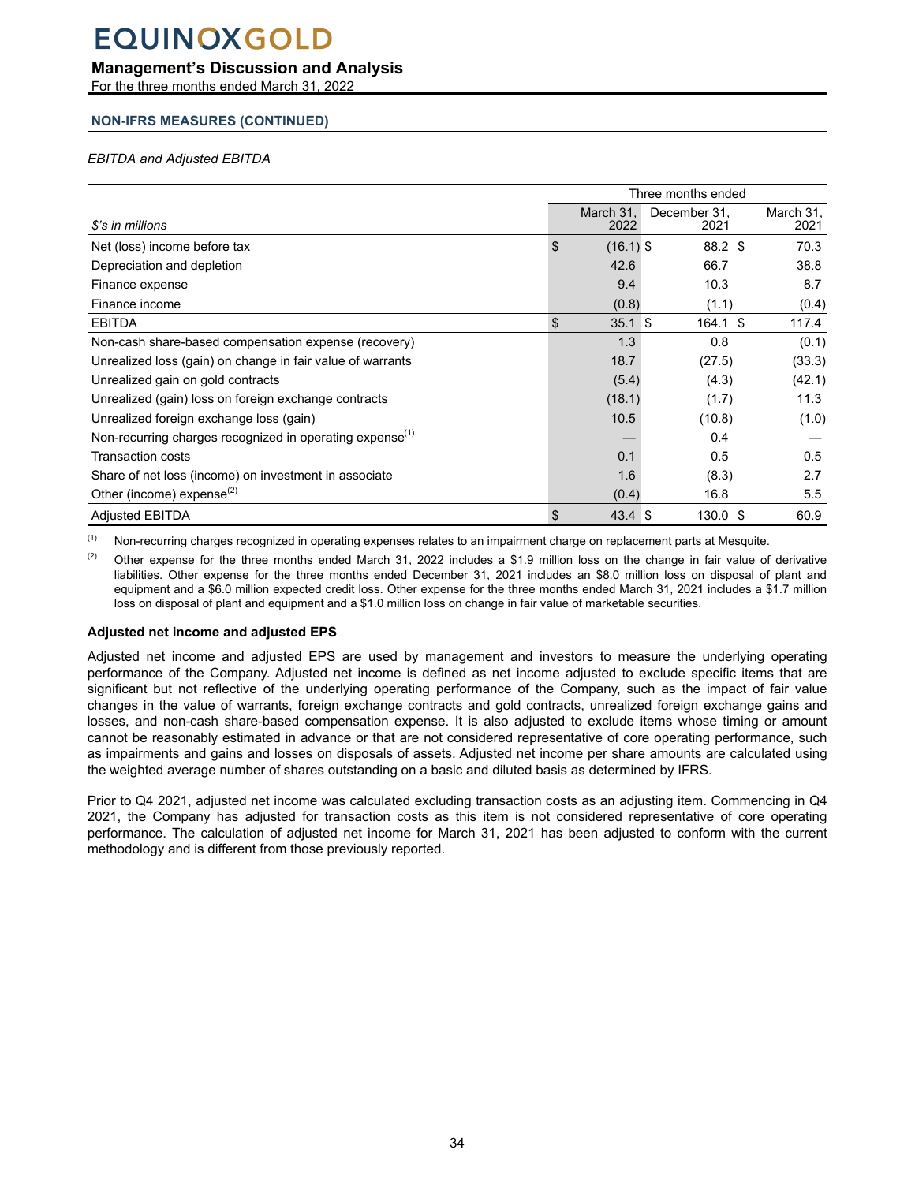## NON-IFRS MEASURES (CONTINUED)

*EBITDA and Adjusted EBITDA*

| *$'s in millions* | Three months ended March 31, 2022 | December 31, 2021 | March 31, 2021 |
|---|---|---|---|
| Net (loss) income before tax | $ (16.1) | $ 88.2 | $ 70.3 |
| Depreciation and depletion | 42.6 | 66.7 | 38.8 |
| Finance expense | 9.4 | 10.3 | 8.7 |
| Finance income | (0.8) | (1.1) | (0.4) |
| EBITDA | $ 35.1 | $ 164.1 | $ 117.4 |
| Non-cash share-based compensation expense (recovery) | 1.3 | 0.8 | (0.1) |
| Unrealized loss (gain) on change in fair value of warrants | 18.7 | (27.5) | (33.3) |
| Unrealized gain on gold contracts | (5.4) | (4.3) | (42.1) |
| Unrealized (gain) loss on foreign exchange contracts | (18.1) | (1.7) | 11.3 |
| Unrealized foreign exchange loss (gain) | 10.5 | (10.8) | (1.0) |
| Non-recurring charges recognized in operating expense[1] | — | 0.4 | — |
| Transaction costs | 0.1 | 0.5 | 0.5 |
| Share of net loss (income) on investment in associate | 1.6 | (8.3) | 2.7 |
| Other (income) expense[2] | (0.4) | 16.8 | 5.5 |
| Adjusted EBITDA | $ 43.4 | $ 130.0 | $ 60.9 |

(1) Non-recurring charges recognized in operating expenses relates to an impairment charge on replacement parts at Mesquite.

(2) Other expense for the three months ended March 31, 2022 includes a $1.9 million loss on the change in fair value of derivative liabilities. Other expense for the three months ended December 31, 2021 includes an $8.0 million loss on disposal of plant and equipment and a $6.0 million expected credit loss. Other expense for the three months ended March 31, 2021 includes a $1.7 million loss on disposal of plant and equipment and a $1.0 million loss on change in fair value of marketable securities.

**Adjusted net income and adjusted EPS**

Adjusted net income and adjusted EPS are used by management and investors to measure the underlying operating performance of the Company. Adjusted net income is defined as net income adjusted to exclude specific items that are significant but not reflective of the underlying operating performance of the Company, such as the impact of fair value changes in the value of warrants, foreign exchange contracts and gold contracts, unrealized foreign exchange gains and losses, and non-cash share-based compensation expense. It is also adjusted to exclude items whose timing or amount cannot be reasonably estimated in advance or that are not considered representative of core operating performance, such as impairments and gains and losses on disposals of assets. Adjusted net income per share amounts are calculated using the weighted average number of shares outstanding on a basic and diluted basis as determined by IFRS.

Prior to Q4 2021, adjusted net income was calculated excluding transaction costs as an adjusting item. Commencing in Q4 2021, the Company has adjusted for transaction costs as this item is not considered representative of core operating performance. The calculation of adjusted net income for March 31, 2021 has been adjusted to conform with the current methodology and is different from those previously reported.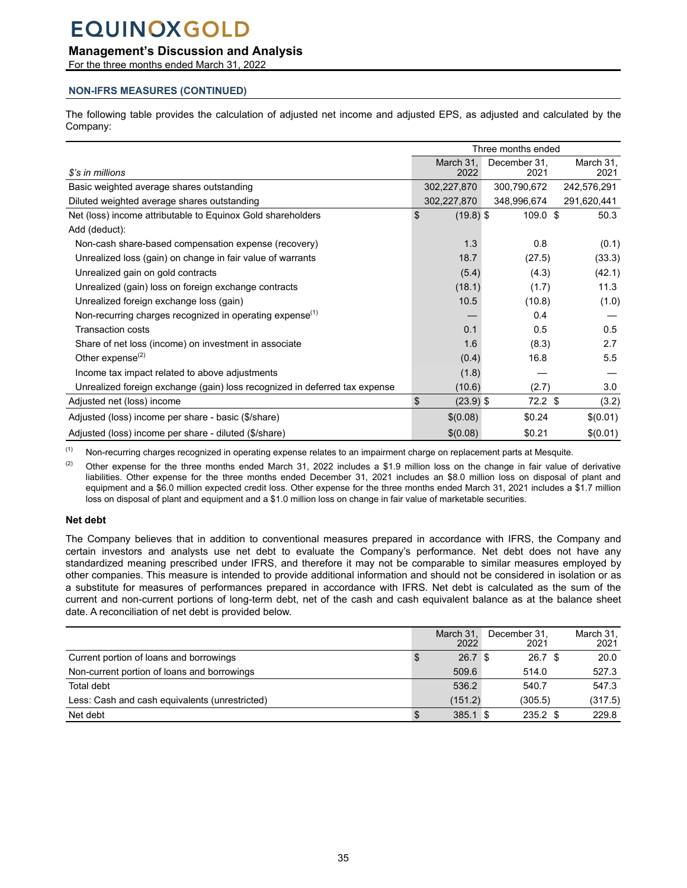## NON-IFRS MEASURES (CONTINUED)

The following table provides the calculation of adjusted net income and adjusted EPS, as adjusted and calculated by the Company:

| | Three months ended | | |
|---|---|---|---|
| *$'s in millions* | March 31, 2022 | December 31, 2021 | March 31, 2021 |
| Basic weighted average shares outstanding | 302,227,870 | 300,790,672 | 242,576,291 |
| Diluted weighted average shares outstanding | 302,227,870 | 348,996,674 | 291,620,441 |
| Net (loss) income attributable to Equinox Gold shareholders | $ (19.8) | $ 109.0 | $ 50.3 |
| Add (deduct): | | | |
| Non-cash share-based compensation expense (recovery) | 1.3 | 0.8 | (0.1) |
| Unrealized loss (gain) on change in fair value of warrants | 18.7 | (27.5) | (33.3) |
| Unrealized gain on gold contracts | (5.4) | (4.3) | (42.1) |
| Unrealized (gain) loss on foreign exchange contracts | (18.1) | (1.7) | 11.3 |
| Unrealized foreign exchange loss (gain) | 10.5 | (10.8) | (1.0) |
| Non-recurring charges recognized in operating expense[(1)] | — | 0.4 | — |
| Transaction costs | 0.1 | 0.5 | 0.5 |
| Share of net loss (income) on investment in associate | 1.6 | (8.3) | 2.7 |
| Other expense[(2)] | (0.4) | 16.8 | 5.5 |
| Income tax impact related to above adjustments | (1.8) | — | — |
| Unrealized foreign exchange (gain) loss recognized in deferred tax expense | (10.6) | (2.7) | 3.0 |
| Adjusted net (loss) income | $ (23.9) | $ 72.2 | $ (3.2) |
| Adjusted (loss) income per share - basic ($/share) | $(0.08) | $0.24 | $(0.01) |
| Adjusted (loss) income per share - diluted ($/share) | $(0.08) | $0.21 | $(0.01) |

(1) Non-recurring charges recognized in operating expense relates to an impairment charge on replacement parts at Mesquite.

(2) Other expense for the three months ended March 31, 2022 includes a $1.9 million loss on the change in fair value of derivative liabilities. Other expense for the three months ended December 31, 2021 includes an $8.0 million loss on disposal of plant and equipment and a $6.0 million expected credit loss. Other expense for the three months ended March 31, 2021 includes a $1.7 million loss on disposal of plant and equipment and a $1.0 million loss on change in fair value of marketable securities.

### Net debt

The Company believes that in addition to conventional measures prepared in accordance with IFRS, the Company and certain investors and analysts use net debt to evaluate the Company's performance. Net debt does not have any standardized meaning prescribed under IFRS, and therefore it may not be comparable to similar measures employed by other companies. This measure is intended to provide additional information and should not be considered in isolation or as a substitute for measures of performances prepared in accordance with IFRS. Net debt is calculated as the sum of the current and non-current portions of long-term debt, net of the cash and cash equivalent balance as at the balance sheet date. A reconciliation of net debt is provided below.

| | March 31, 2022 | December 31, 2021 | March 31, 2021 |
|---|---|---|---|
| Current portion of loans and borrowings | $ 26.7 | $ 26.7 | $ 20.0 |
| Non-current portion of loans and borrowings | 509.6 | 514.0 | 527.3 |
| Total debt | 536.2 | 540.7 | 547.3 |
| Less: Cash and cash equivalents (unrestricted) | (151.2) | (305.5) | (317.5) |
| Net debt | $ 385.1 | $ 235.2 | $ 229.8 |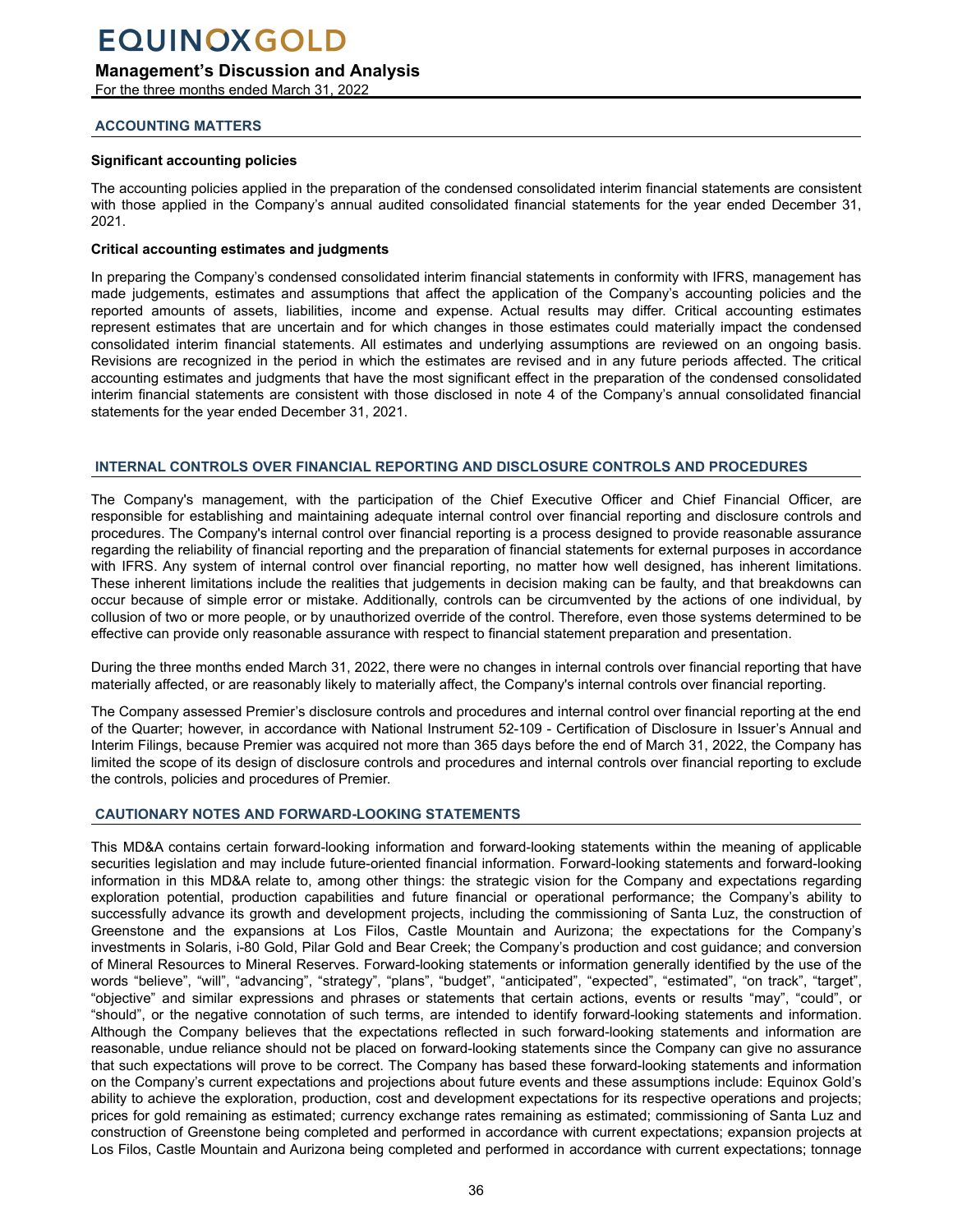## ACCOUNTING MATTERS

**Significant accounting policies**

The accounting policies applied in the preparation of the condensed consolidated interim financial statements are consistent with those applied in the Company's annual audited consolidated financial statements for the year ended December 31, 2021.

**Critical accounting estimates and judgments**

In preparing the Company's condensed consolidated interim financial statements in conformity with IFRS, management has made judgements, estimates and assumptions that affect the application of the Company's accounting policies and the reported amounts of assets, liabilities, income and expense. Actual results may differ. Critical accounting estimates represent estimates that are uncertain and for which changes in those estimates could materially impact the condensed consolidated interim financial statements. All estimates and underlying assumptions are reviewed on an ongoing basis. Revisions are recognized in the period in which the estimates are revised and in any future periods affected. The critical accounting estimates and judgments that have the most significant effect in the preparation of the condensed consolidated interim financial statements are consistent with those disclosed in note 4 of the Company's annual consolidated financial statements for the year ended December 31, 2021.

## INTERNAL CONTROLS OVER FINANCIAL REPORTING AND DISCLOSURE CONTROLS AND PROCEDURES

The Company's management, with the participation of the Chief Executive Officer and Chief Financial Officer, are responsible for establishing and maintaining adequate internal control over financial reporting and disclosure controls and procedures. The Company's internal control over financial reporting is a process designed to provide reasonable assurance regarding the reliability of financial reporting and the preparation of financial statements for external purposes in accordance with IFRS. Any system of internal control over financial reporting, no matter how well designed, has inherent limitations. These inherent limitations include the realities that judgements in decision making can be faulty, and that breakdowns can occur because of simple error or mistake. Additionally, controls can be circumvented by the actions of one individual, by collusion of two or more people, or by unauthorized override of the control. Therefore, even those systems determined to be effective can provide only reasonable assurance with respect to financial statement preparation and presentation.

During the three months ended March 31, 2022, there were no changes in internal controls over financial reporting that have materially affected, or are reasonably likely to materially affect, the Company's internal controls over financial reporting.

The Company assessed Premier's disclosure controls and procedures and internal control over financial reporting at the end of the Quarter; however, in accordance with National Instrument 52-109 - Certification of Disclosure in Issuer's Annual and Interim Filings, because Premier was acquired not more than 365 days before the end of March 31, 2022, the Company has limited the scope of its design of disclosure controls and procedures and internal controls over financial reporting to exclude the controls, policies and procedures of Premier.

## CAUTIONARY NOTES AND FORWARD-LOOKING STATEMENTS

This MD&A contains certain forward-looking information and forward-looking statements within the meaning of applicable securities legislation and may include future-oriented financial information. Forward-looking statements and forward-looking information in this MD&A relate to, among other things: the strategic vision for the Company and expectations regarding exploration potential, production capabilities and future financial or operational performance; the Company's ability to successfully advance its growth and development projects, including the commissioning of Santa Luz, the construction of Greenstone and the expansions at Los Filos, Castle Mountain and Aurizona; the expectations for the Company's investments in Solaris, i-80 Gold, Pilar Gold and Bear Creek; the Company's production and cost guidance; and conversion of Mineral Resources to Mineral Reserves. Forward-looking statements or information generally identified by the use of the words "believe", "will", "advancing", "strategy", "plans", "budget", "anticipated", "expected", "estimated", "on track", "target", "objective" and similar expressions and phrases or statements that certain actions, events or results "may", "could", or "should", or the negative connotation of such terms, are intended to identify forward-looking statements and information. Although the Company believes that the expectations reflected in such forward-looking statements and information are reasonable, undue reliance should not be placed on forward-looking statements since the Company can give no assurance that such expectations will prove to be correct. The Company has based these forward-looking statements and information on the Company's current expectations and projections about future events and these assumptions include: Equinox Gold's ability to achieve the exploration, production, cost and development expectations for its respective operations and projects; prices for gold remaining as estimated; currency exchange rates remaining as estimated; commissioning of Santa Luz and construction of Greenstone being completed and performed in accordance with current expectations; expansion projects at Los Filos, Castle Mountain and Aurizona being completed and performed in accordance with current expectations; tonnage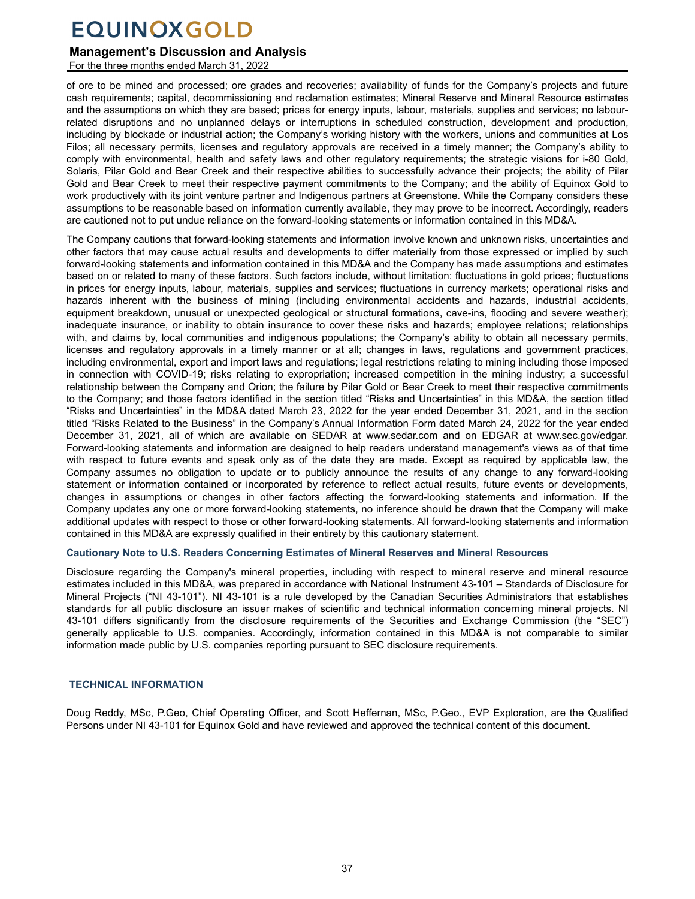of ore to be mined and processed; ore grades and recoveries; availability of funds for the Company's projects and future cash requirements; capital, decommissioning and reclamation estimates; Mineral Reserve and Mineral Resource estimates and the assumptions on which they are based; prices for energy inputs, labour, materials, supplies and services; no labour-related disruptions and no unplanned delays or interruptions in scheduled construction, development and production, including by blockade or industrial action; the Company's working history with the workers, unions and communities at Los Filos; all necessary permits, licenses and regulatory approvals are received in a timely manner; the Company's ability to comply with environmental, health and safety laws and other regulatory requirements; the strategic visions for i-80 Gold, Solaris, Pilar Gold and Bear Creek and their respective abilities to successfully advance their projects; the ability of Pilar Gold and Bear Creek to meet their respective payment commitments to the Company; and the ability of Equinox Gold to work productively with its joint venture partner and Indigenous partners at Greenstone. While the Company considers these assumptions to be reasonable based on information currently available, they may prove to be incorrect. Accordingly, readers are cautioned not to put undue reliance on the forward-looking statements or information contained in this MD&A.

The Company cautions that forward-looking statements and information involve known and unknown risks, uncertainties and other factors that may cause actual results and developments to differ materially from those expressed or implied by such forward-looking statements and information contained in this MD&A and the Company has made assumptions and estimates based on or related to many of these factors. Such factors include, without limitation: fluctuations in gold prices; fluctuations in prices for energy inputs, labour, materials, supplies and services; fluctuations in currency markets; operational risks and hazards inherent with the business of mining (including environmental accidents and hazards, industrial accidents, equipment breakdown, unusual or unexpected geological or structural formations, cave-ins, flooding and severe weather); inadequate insurance, or inability to obtain insurance to cover these risks and hazards; employee relations; relationships with, and claims by, local communities and indigenous populations; the Company's ability to obtain all necessary permits, licenses and regulatory approvals in a timely manner or at all; changes in laws, regulations and government practices, including environmental, export and import laws and regulations; legal restrictions relating to mining including those imposed in connection with COVID-19; risks relating to expropriation; increased competition in the mining industry; a successful relationship between the Company and Orion; the failure by Pilar Gold or Bear Creek to meet their respective commitments to the Company; and those factors identified in the section titled "Risks and Uncertainties" in this MD&A, the section titled "Risks and Uncertainties" in the MD&A dated March 23, 2022 for the year ended December 31, 2021, and in the section titled "Risks Related to the Business" in the Company's Annual Information Form dated March 24, 2022 for the year ended December 31, 2021, all of which are available on SEDAR at www.sedar.com and on EDGAR at www.sec.gov/edgar. Forward-looking statements and information are designed to help readers understand management's views as of that time with respect to future events and speak only as of the date they are made. Except as required by applicable law, the Company assumes no obligation to update or to publicly announce the results of any change to any forward-looking statement or information contained or incorporated by reference to reflect actual results, future events or developments, changes in assumptions or changes in other factors affecting the forward-looking statements and information. If the Company updates any one or more forward-looking statements, no inference should be drawn that the Company will make additional updates with respect to those or other forward-looking statements. All forward-looking statements and information contained in this MD&A are expressly qualified in their entirety by this cautionary statement.

### Cautionary Note to U.S. Readers Concerning Estimates of Mineral Reserves and Mineral Resources

Disclosure regarding the Company's mineral properties, including with respect to mineral reserve and mineral resource estimates included in this MD&A, was prepared in accordance with National Instrument 43-101 – Standards of Disclosure for Mineral Projects ("NI 43-101"). NI 43-101 is a rule developed by the Canadian Securities Administrators that establishes standards for all public disclosure an issuer makes of scientific and technical information concerning mineral projects. NI 43-101 differs significantly from the disclosure requirements of the Securities and Exchange Commission (the "SEC") generally applicable to U.S. companies. Accordingly, information contained in this MD&A is not comparable to similar information made public by U.S. companies reporting pursuant to SEC disclosure requirements.

## TECHNICAL INFORMATION

Doug Reddy, MSc, P.Geo, Chief Operating Officer, and Scott Heffernan, MSc, P.Geo., EVP Exploration, are the Qualified Persons under NI 43-101 for Equinox Gold and have reviewed and approved the technical content of this document.